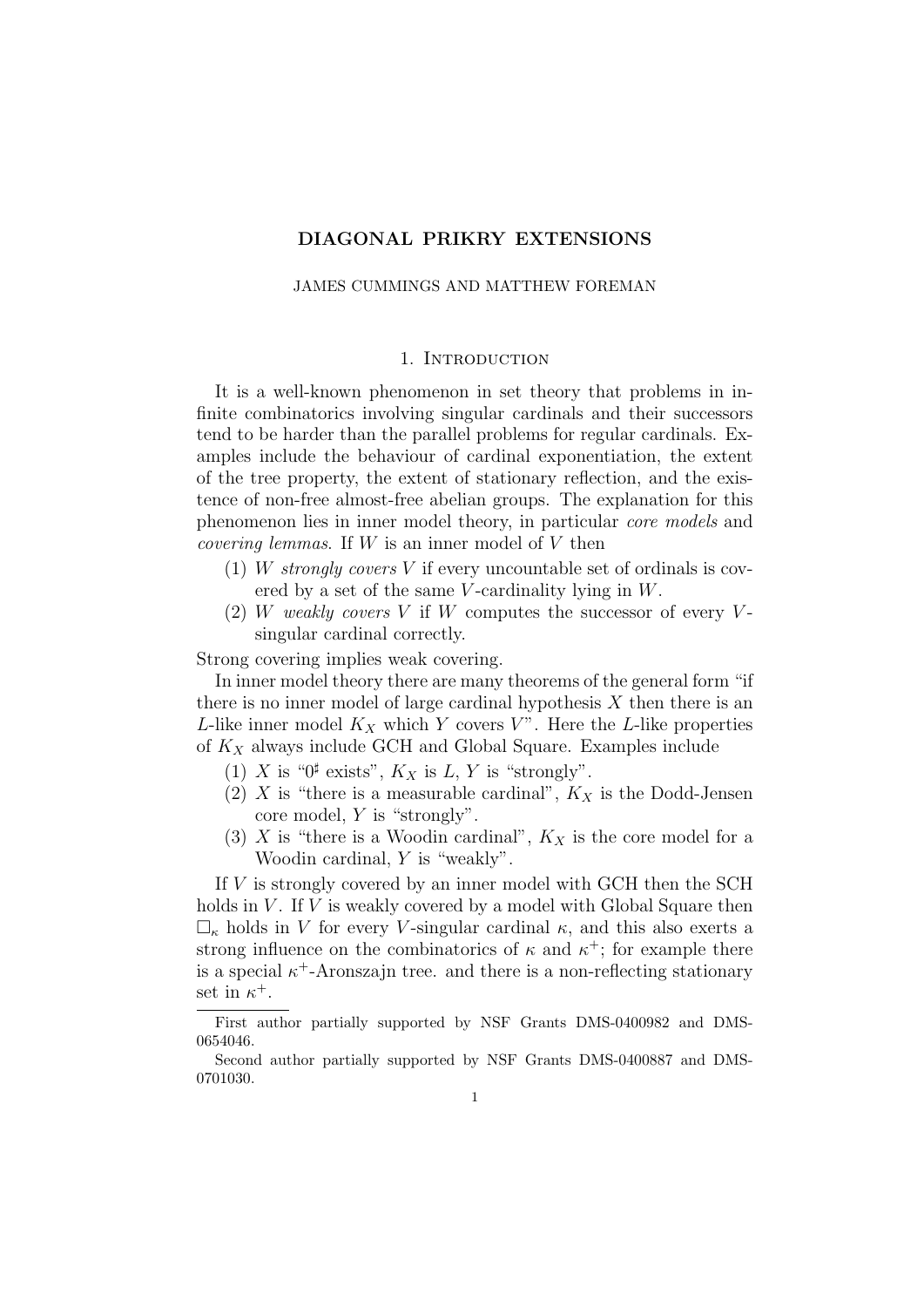# DIAGONAL PRIKRY EXTENSIONS

JAMES CUMMINGS AND MATTHEW FOREMAN

## 1. Introduction

It is a well-known phenomenon in set theory that problems in infinite combinatorics involving singular cardinals and their successors tend to be harder than the parallel problems for regular cardinals. Examples include the behaviour of cardinal exponentiation, the extent of the tree property, the extent of stationary reflection, and the existence of non-free almost-free abelian groups. The explanation for this phenomenon lies in inner model theory, in particular *core models* and *covering lemmas*. If $W$ is an inner model of $V$ then

1. $W$ *strongly covers* $V$ if every uncountable set of ordinals is covered by a set of the same $V$-cardinality lying in $W$.
2. $W$ *weakly covers* $V$ if $W$ computes the successor of every $V$-singular cardinal correctly.

Strong covering implies weak covering.

In inner model theory there are many theorems of the general form "if there is no inner model of large cardinal hypothesis $X$ then there is an $L$-like inner model $K_X$ which $Y$ covers $V$". Here the $L$-like properties of $K_X$ always include GCH and Global Square. Examples include

1. $X$ is "$0^\sharp$ exists", $K_X$ is $L$, $Y$ is "strongly".
2. $X$ is "there is a measurable cardinal", $K_X$ is the Dodd-Jensen core model, $Y$ is "strongly".
3. $X$ is "there is a Woodin cardinal", $K_X$ is the core model for a Woodin cardinal, $Y$ is "weakly".

If $V$ is strongly covered by an inner model with GCH then the SCH holds in $V$. If $V$ is weakly covered by a model with Global Square then $\Box_\kappa$ holds in $V$ for every $V$-singular cardinal $\kappa$, and this also exerts a strong influence on the combinatorics of $\kappa$ and $\kappa^+$; for example there is a special $\kappa^+$-Aronszajn tree. and there is a non-reflecting stationary set in $\kappa^+$.

---

First author partially supported by NSF Grants DMS-0400982 and DMS-0654046.

Second author partially supported by NSF Grants DMS-0400887 and DMS-0701030.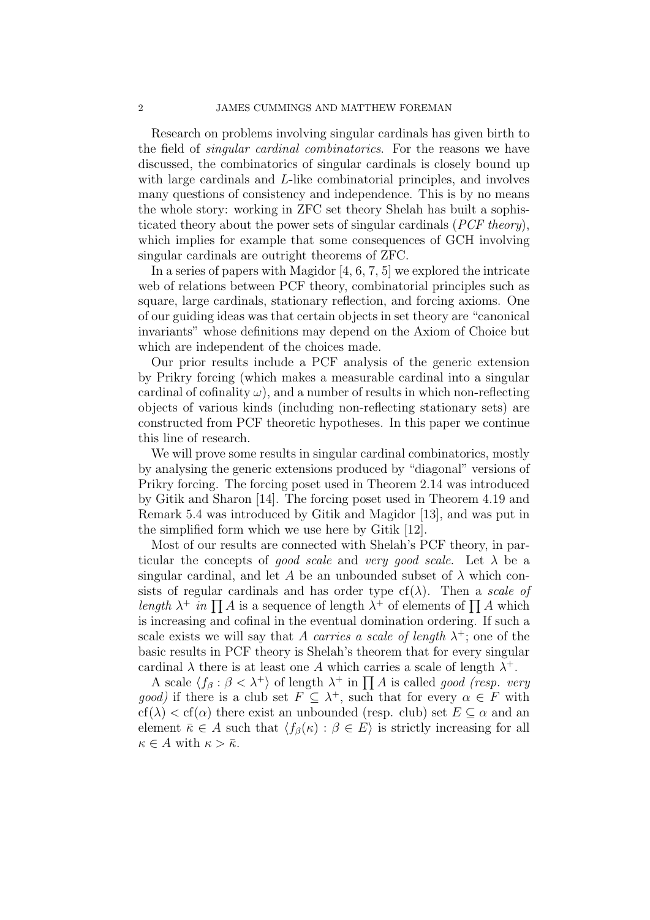Research on problems involving singular cardinals has given birth to the field of *singular cardinal combinatorics*. For the reasons we have discussed, the combinatorics of singular cardinals is closely bound up with large cardinals and $L$-like combinatorial principles, and involves many questions of consistency and independence. This is by no means the whole story: working in ZFC set theory Shelah has built a sophisticated theory about the power sets of singular cardinals (*PCF theory*), which implies for example that some consequences of GCH involving singular cardinals are outright theorems of ZFC.

In a series of papers with Magidor [4, 6, 7, 5] we explored the intricate web of relations between PCF theory, combinatorial principles such as square, large cardinals, stationary reflection, and forcing axioms. One of our guiding ideas was that certain objects in set theory are "canonical invariants" whose definitions may depend on the Axiom of Choice but which are independent of the choices made.

Our prior results include a PCF analysis of the generic extension by Prikry forcing (which makes a measurable cardinal into a singular cardinal of cofinality $\omega$), and a number of results in which non-reflecting objects of various kinds (including non-reflecting stationary sets) are constructed from PCF theoretic hypotheses. In this paper we continue this line of research.

We will prove some results in singular cardinal combinatorics, mostly by analysing the generic extensions produced by "diagonal" versions of Prikry forcing. The forcing poset used in Theorem 2.14 was introduced by Gitik and Sharon [14]. The forcing poset used in Theorem 4.19 and Remark 5.4 was introduced by Gitik and Magidor [13], and was put in the simplified form which we use here by Gitik [12].

Most of our results are connected with Shelah's PCF theory, in particular the concepts of *good scale* and *very good scale*. Let $\lambda$ be a singular cardinal, and let $A$ be an unbounded subset of $\lambda$ which consists of regular cardinals and has order type $\mathrm{cf}(\lambda)$. Then a *scale of length $\lambda^+$ in $\prod A$* is a sequence of length $\lambda^+$ of elements of $\prod A$ which is increasing and cofinal in the eventual domination ordering. If such a scale exists we will say that *$A$ carries a scale of length $\lambda^+$*; one of the basic results in PCF theory is Shelah's theorem that for every singular cardinal $\lambda$ there is at least one $A$ which carries a scale of length $\lambda^+$.

A scale $\langle f_\beta : \beta < \lambda^+ \rangle$ of length $\lambda^+$ in $\prod A$ is called *good (resp. very good)* if there is a club set $F \subseteq \lambda^+$, such that for every $\alpha \in F$ with $\mathrm{cf}(\lambda) < \mathrm{cf}(\alpha)$ there exist an unbounded (resp. club) set $E \subseteq \alpha$ and an element $\bar{\kappa} \in A$ such that $\langle f_\beta(\kappa) : \beta \in E \rangle$ is strictly increasing for all $\kappa \in A$ with $\kappa > \bar{\kappa}$.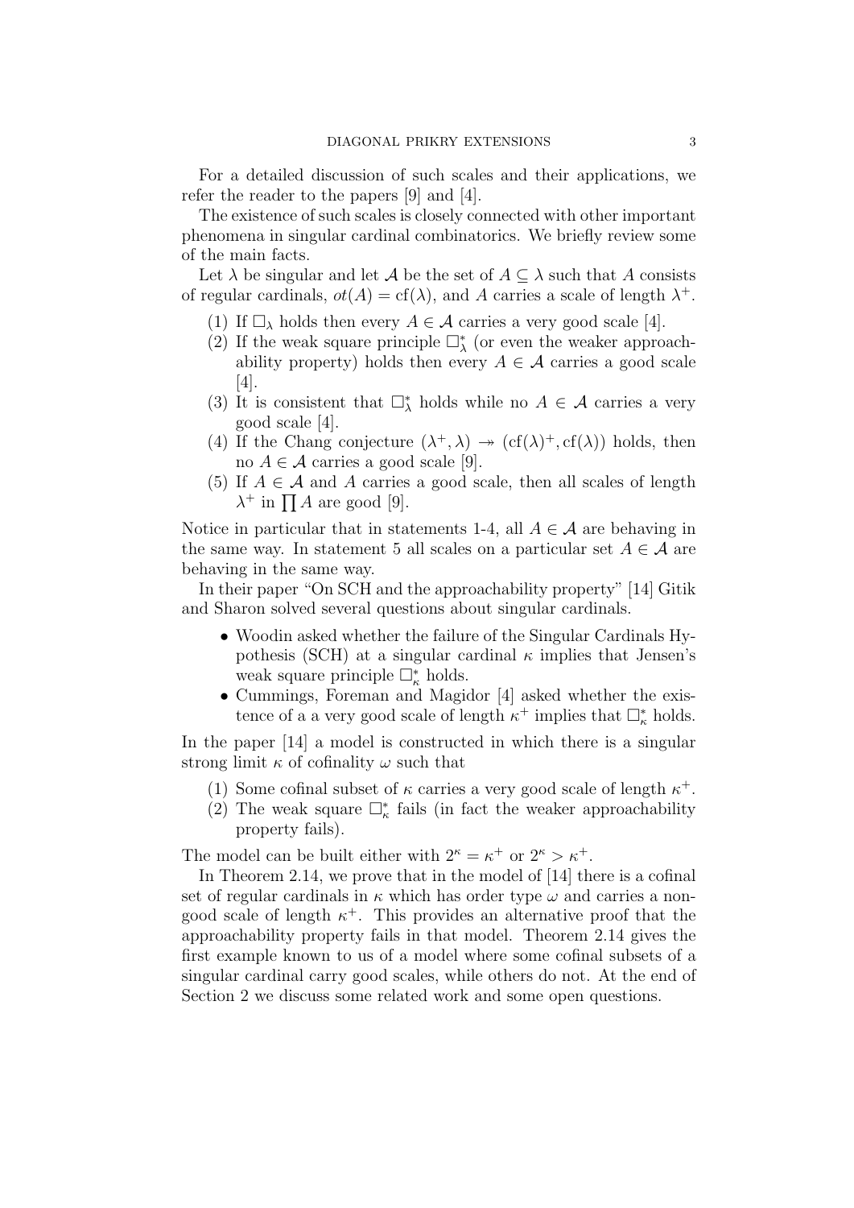For a detailed discussion of such scales and their applications, we refer the reader to the papers [9] and [4].

The existence of such scales is closely connected with other important phenomena in singular cardinal combinatorics. We briefly review some of the main facts.

Let $\lambda$ be singular and let $\mathcal{A}$ be the set of $A \subseteq \lambda$ such that $A$ consists of regular cardinals, $ot(A) = \mathrm{cf}(\lambda)$, and $A$ carries a scale of length $\lambda^+$.

1. If $\square_\lambda$ holds then every $A \in \mathcal{A}$ carries a very good scale [4].
2. If the weak square principle $\square^*_\lambda$ (or even the weaker approachability property) holds then every $A \in \mathcal{A}$ carries a good scale [4].
3. It is consistent that $\square^*_\lambda$ holds while no $A \in \mathcal{A}$ carries a very good scale [4].
4. If the Chang conjecture $(\lambda^+, \lambda) \twoheadrightarrow (\mathrm{cf}(\lambda)^+, \mathrm{cf}(\lambda))$ holds, then no $A \in \mathcal{A}$ carries a good scale [9].
5. If $A \in \mathcal{A}$ and $A$ carries a good scale, then all scales of length $\lambda^+$ in $\prod A$ are good [9].

Notice in particular that in statements 1-4, all $A \in \mathcal{A}$ are behaving in the same way. In statement 5 all scales on a particular set $A \in \mathcal{A}$ are behaving in the same way.

In their paper "On SCH and the approachability property" [14] Gitik and Sharon solved several questions about singular cardinals.

- Woodin asked whether the failure of the Singular Cardinals Hypothesis (SCH) at a singular cardinal $\kappa$ implies that Jensen's weak square principle $\square^*_\kappa$ holds.
- Cummings, Foreman and Magidor [4] asked whether the existence of a a very good scale of length $\kappa^+$ implies that $\square^*_\kappa$ holds.

In the paper [14] a model is constructed in which there is a singular strong limit $\kappa$ of cofinality $\omega$ such that

1. Some cofinal subset of $\kappa$ carries a very good scale of length $\kappa^+$.
2. The weak square $\square^*_\kappa$ fails (in fact the weaker approachability property fails).

The model can be built either with $2^\kappa = \kappa^+$ or $2^\kappa > \kappa^+$.

In Theorem 2.14, we prove that in the model of [14] there is a cofinal set of regular cardinals in $\kappa$ which has order type $\omega$ and carries a non-good scale of length $\kappa^+$. This provides an alternative proof that the approachability property fails in that model. Theorem 2.14 gives the first example known to us of a model where some cofinal subsets of a singular cardinal carry good scales, while others do not. At the end of Section 2 we discuss some related work and some open questions.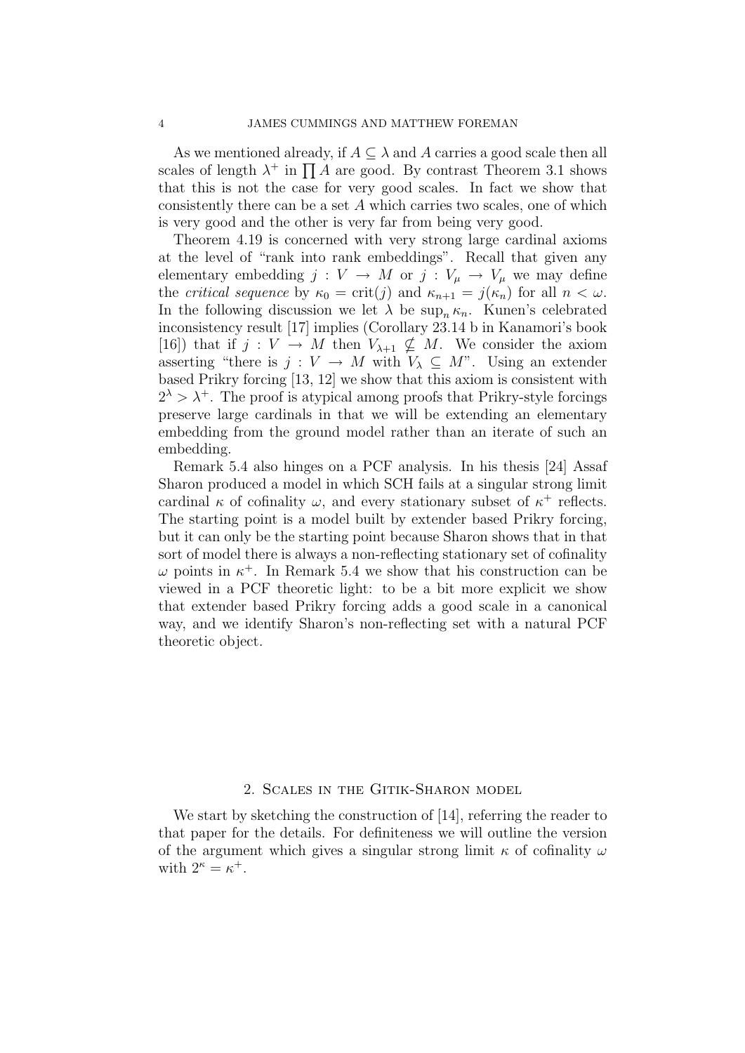As we mentioned already, if $A \subseteq \lambda$ and $A$ carries a good scale then all scales of length $\lambda^+$ in $\prod A$ are good. By contrast Theorem 3.1 shows that this is not the case for very good scales. In fact we show that consistently there can be a set $A$ which carries two scales, one of which is very good and the other is very far from being very good.

Theorem 4.19 is concerned with very strong large cardinal axioms at the level of "rank into rank embeddings". Recall that given any elementary embedding $j : V \to M$ or $j : V_\mu \to V_\mu$ we may define the *critical sequence* by $\kappa_0 = \mathrm{crit}(j)$ and $\kappa_{n+1} = j(\kappa_n)$ for all $n < \omega$. In the following discussion we let $\lambda$ be $\sup_n \kappa_n$. Kunen's celebrated inconsistency result [17] implies (Corollary 23.14 b in Kanamori's book [16]) that if $j : V \to M$ then $V_{\lambda+1} \nsubseteq M$. We consider the axiom asserting "there is $j : V \to M$ with $V_\lambda \subseteq M$". Using an extender based Prikry forcing [13, 12] we show that this axiom is consistent with $2^\lambda > \lambda^+$. The proof is atypical among proofs that Prikry-style forcings preserve large cardinals in that we will be extending an elementary embedding from the ground model rather than an iterate of such an embedding.

Remark 5.4 also hinges on a PCF analysis. In his thesis [24] Assaf Sharon produced a model in which SCH fails at a singular strong limit cardinal $\kappa$ of cofinality $\omega$, and every stationary subset of $\kappa^+$ reflects. The starting point is a model built by extender based Prikry forcing, but it can only be the starting point because Sharon shows that in that sort of model there is always a non-reflecting stationary set of cofinality $\omega$ points in $\kappa^+$. In Remark 5.4 we show that his construction can be viewed in a PCF theoretic light: to be a bit more explicit we show that extender based Prikry forcing adds a good scale in a canonical way, and we identify Sharon's non-reflecting set with a natural PCF theoretic object.

## 2. Scales in the Gitik-Sharon model

We start by sketching the construction of [14], referring the reader to that paper for the details. For definiteness we will outline the version of the argument which gives a singular strong limit $\kappa$ of cofinality $\omega$ with $2^\kappa = \kappa^+$.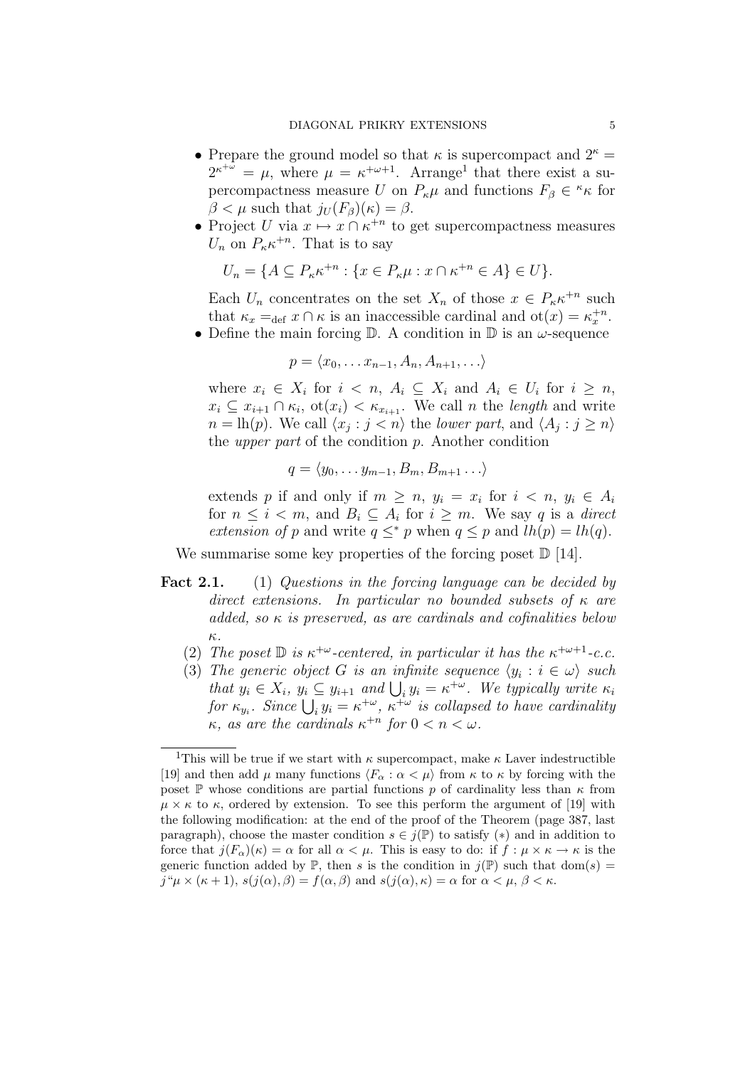- Prepare the ground model so that $\kappa$ is supercompact and $2^\kappa = 2^{\kappa^{+\omega}} = \mu$, where $\mu = \kappa^{+\omega+1}$. Arrange[1] that there exist a supercompactness measure $U$ on $P_\kappa \mu$ and functions $F_\beta \in {}^\kappa\kappa$ for $\beta < \mu$ such that $j_U(F_\beta)(\kappa) = \beta$.
- Project $U$ via $x \mapsto x \cap \kappa^{+n}$ to get supercompactness measures $U_n$ on $P_\kappa \kappa^{+n}$. That is to say

$$U_n = \{A \subseteq P_\kappa \kappa^{+n} : \{x \in P_\kappa \mu : x \cap \kappa^{+n} \in A\} \in U\}.$$

Each $U_n$ concentrates on the set $X_n$ of those $x \in P_\kappa \kappa^{+n}$ such that $\kappa_x =_{\text{def}} x \cap \kappa$ is an inaccessible cardinal and $\text{ot}(x) = \kappa_x^{+n}$.
- Define the main forcing $\mathbb{D}$. A condition in $\mathbb{D}$ is an $\omega$-sequence

$$p = \langle x_0, \ldots x_{n-1}, A_n, A_{n+1}, \ldots \rangle$$

where $x_i \in X_i$ for $i < n$, $A_i \subseteq X_i$ and $A_i \in U_i$ for $i \geq n$, $x_i \subseteq x_{i+1} \cap \kappa_i$, $\text{ot}(x_i) < \kappa_{x_{i+1}}$. We call $n$ the *length* and write $n = \text{lh}(p)$. We call $\langle x_j : j < n \rangle$ the *lower part*, and $\langle A_j : j \geq n \rangle$ the *upper part* of the condition $p$. Another condition

$$q = \langle y_0, \ldots y_{m-1}, B_m, B_{m+1} \ldots \rangle$$

extends $p$ if and only if $m \geq n$, $y_i = x_i$ for $i < n$, $y_i \in A_i$ for $n \leq i < m$, and $B_i \subseteq A_i$ for $i \geq m$. We say $q$ is a *direct extension of* $p$ and write $q \leq^* p$ when $q \leq p$ and $lh(p) = lh(q)$.

We summarise some key properties of the forcing poset $\mathbb{D}$ [14].

**Fact 2.1.**
1. *Questions in the forcing language can be decided by direct extensions. In particular no bounded subsets of $\kappa$ are added, so $\kappa$ is preserved, as are cardinals and cofinalities below $\kappa$.*
2. *The poset $\mathbb{D}$ is $\kappa^{+\omega}$-centered, in particular it has the $\kappa^{+\omega+1}$-c.c.*
3. *The generic object $G$ is an infinite sequence $\langle y_i : i \in \omega \rangle$ such that $y_i \in X_i$, $y_i \subseteq y_{i+1}$ and $\bigcup_i y_i = \kappa^{+\omega}$. We typically write $\kappa_i$ for $\kappa_{y_i}$. Since $\bigcup_i y_i = \kappa^{+\omega}$, $\kappa^{+\omega}$ is collapsed to have cardinality $\kappa$, as are the cardinals $\kappa^{+n}$ for $0 < n < \omega$.*

---

[1] This will be true if we start with $\kappa$ supercompact, make $\kappa$ Laver indestructible [19] and then add $\mu$ many functions $\langle F_\alpha : \alpha < \mu \rangle$ from $\kappa$ to $\kappa$ by forcing with the poset $\mathbb{P}$ whose conditions are partial functions $p$ of cardinality less than $\kappa$ from $\mu \times \kappa$ to $\kappa$, ordered by extension. To see this perform the argument of [19] with the following modification: at the end of the proof of the Theorem (page 387, last paragraph), choose the master condition $s \in j(\mathbb{P})$ to satisfy $(*)$ and in addition to force that $j(F_\alpha)(\kappa) = \alpha$ for all $\alpha < \mu$. This is easy to do: if $f : \mu \times \kappa \to \kappa$ is the generic function added by $\mathbb{P}$, then $s$ is the condition in $j(\mathbb{P})$ such that $\text{dom}(s) = j``\mu \times (\kappa + 1)$, $s(j(\alpha), \beta) = f(\alpha, \beta)$ and $s(j(\alpha), \kappa) = \alpha$ for $\alpha < \mu$, $\beta < \kappa$.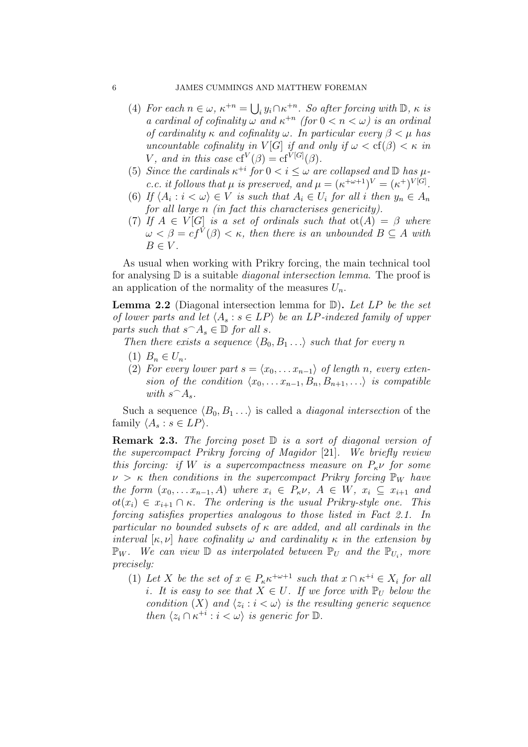(4) *For each $n \in \omega$, $\kappa^{+n} = \bigcup_i y_i \cap \kappa^{+n}$. So after forcing with $\mathbb{D}$, $\kappa$ is a cardinal of cofinality $\omega$ and $\kappa^{+n}$ (for $0 < n < \omega$) is an ordinal of cardinality $\kappa$ and cofinality $\omega$. In particular every $\beta < \mu$ has uncountable cofinality in $V[G]$ if and only if $\omega < \mathrm{cf}(\beta) < \kappa$ in $V$, and in this case $\mathrm{cf}^V(\beta) = \mathrm{cf}^{V[G]}(\beta)$.*

(5) *Since the cardinals $\kappa^{+i}$ for $0 < i \leq \omega$ are collapsed and $\mathbb{D}$ has $\mu$-c.c. it follows that $\mu$ is preserved, and $\mu = (\kappa^{+\omega+1})^V = (\kappa^+)^{V[G]}$.*

(6) *If $\langle A_i : i < \omega \rangle \in V$ is such that $A_i \in U_i$ for all $i$ then $y_n \in A_n$ for all large $n$ (in fact this characterises genericity).*

(7) *If $A \in V[G]$ is a set of ordinals such that $\mathrm{ot}(A) = \beta$ where $\omega < \beta = cf^V(\beta) < \kappa$, then there is an unbounded $B \subseteq A$ with $B \in V$.*

As usual when working with Prikry forcing, the main technical tool for analysing $\mathbb{D}$ is a suitable *diagonal intersection lemma*. The proof is an application of the normality of the measures $U_n$.

**Lemma 2.2** (Diagonal intersection lemma for $\mathbb{D}$)**.** *Let $LP$ be the set of lower parts and let $\langle A_s : s \in LP \rangle$ be an $LP$-indexed family of upper parts such that $s^\frown A_s \in \mathbb{D}$ for all $s$.*

*Then there exists a sequence $\langle B_0, B_1 \ldots \rangle$ such that for every $n$*

(1) *$B_n \in U_n$.*

(2) *For every lower part $s = \langle x_0, \ldots x_{n-1} \rangle$ of length $n$, every extension of the condition $\langle x_0, \ldots x_{n-1}, B_n, B_{n+1}, \ldots \rangle$ is compatible with $s^\frown A_s$.*

Such a sequence $\langle B_0, B_1 \ldots \rangle$ is called a *diagonal intersection* of the family $\langle A_s : s \in LP \rangle$.

**Remark 2.3.** *The forcing poset $\mathbb{D}$ is a sort of diagonal version of the supercompact Prikry forcing of Magidor [21]. We briefly review this forcing: if $W$ is a supercompactness measure on $P_\kappa \nu$ for some $\nu > \kappa$ then conditions in the supercompact Prikry forcing $\mathbb{P}_W$ have the form $(x_0, \ldots x_{n-1}, A)$ where $x_i \in P_\kappa \nu$, $A \in W$, $x_i \subseteq x_{i+1}$ and $ot(x_i) \in x_{i+1} \cap \kappa$. The ordering is the usual Prikry-style one. This forcing satisfies properties analogous to those listed in Fact 2.1. In particular no bounded subsets of $\kappa$ are added, and all cardinals in the interval $[\kappa, \nu]$ have cofinality $\omega$ and cardinality $\kappa$ in the extension by $\mathbb{P}_W$. We can view $\mathbb{D}$ as interpolated between $\mathbb{P}_U$ and the $\mathbb{P}_{U_i}$, more precisely:*

(1) *Let $X$ be the set of $x \in P_\kappa \kappa^{+\omega+1}$ such that $x \cap \kappa^{+i} \in X_i$ for all $i$. It is easy to see that $X \in U$. If we force with $\mathbb{P}_U$ below the condition $(X)$ and $\langle z_i : i < \omega \rangle$ is the resulting generic sequence then $\langle z_i \cap \kappa^{+i} : i < \omega \rangle$ is generic for $\mathbb{D}$.*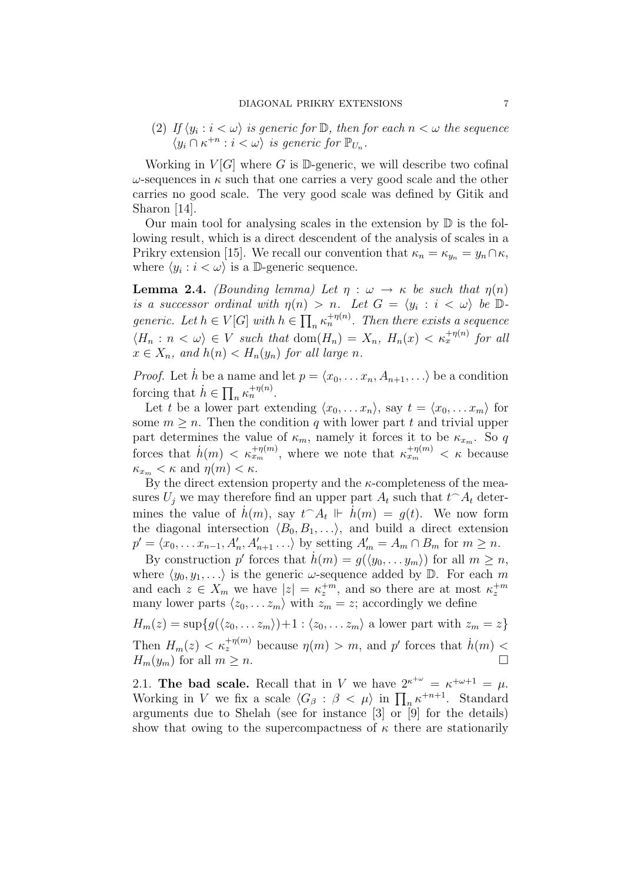(2) *If $\langle y_i : i < \omega \rangle$ is generic for $\mathbb{D}$, then for each $n < \omega$ the sequence $\langle y_i \cap \kappa^{+n} : i < \omega \rangle$ is generic for $\mathbb{P}_{U_n}$.*

Working in $V[G]$ where $G$ is $\mathbb{D}$-generic, we will describe two cofinal $\omega$-sequences in $\kappa$ such that one carries a very good scale and the other carries no good scale. The very good scale was defined by Gitik and Sharon [14].

Our main tool for analysing scales in the extension by $\mathbb{D}$ is the following result, which is a direct descendent of the analysis of scales in a Prikry extension [15]. We recall our convention that $\kappa_n = \kappa_{y_n} = y_n \cap \kappa$, where $\langle y_i : i < \omega \rangle$ is a $\mathbb{D}$-generic sequence.

**Lemma 2.4.** *(Bounding lemma) Let $\eta : \omega \to \kappa$ be such that $\eta(n)$ is a successor ordinal with $\eta(n) > n$. Let $G = \langle y_i : i < \omega \rangle$ be $\mathbb{D}$-generic. Let $h \in V[G]$ with $h \in \prod_n \kappa_n^{+\eta(n)}$. Then there exists a sequence $\langle H_n : n < \omega \rangle \in V$ such that $\mathrm{dom}(H_n) = X_n$, $H_n(x) < \kappa_x^{+\eta(n)}$ for all $x \in X_n$, and $h(n) < H_n(y_n)$ for all large $n$.*

*Proof.* Let $\dot{h}$ be a name and let $p = \langle x_0, \dots x_n, A_{n+1}, \dots \rangle$ be a condition forcing that $\dot{h} \in \prod_n \kappa_n^{+\eta(n)}$.

Let $t$ be a lower part extending $\langle x_0, \dots x_n \rangle$, say $t = \langle x_0, \dots x_m \rangle$ for some $m \geq n$. Then the condition $q$ with lower part $t$ and trivial upper part determines the value of $\kappa_m$, namely it forces it to be $\kappa_{x_m}$. So $q$ forces that $\dot{h}(m) < \kappa_{x_m}^{+\eta(m)}$, where we note that $\kappa_{x_m}^{+\eta(m)} < \kappa$ because $\kappa_{x_m} < \kappa$ and $\eta(m) < \kappa$.

By the direct extension property and the $\kappa$-completeness of the measures $U_j$ we may therefore find an upper part $A_t$ such that $t^\frown A_t$ determines the value of $\dot{h}(m)$, say $t^\frown A_t \Vdash \dot{h}(m) = g(t)$. We now form the diagonal intersection $\langle B_0, B_1, \dots \rangle$, and build a direct extension $p' = \langle x_0, \dots x_{n-1}, A'_n, A'_{n+1} \dots \rangle$ by setting $A'_m = A_m \cap B_m$ for $m \geq n$.

By construction $p'$ forces that $\dot{h}(m) = g(\langle y_0, \dots y_m \rangle)$ for all $m \geq n$, where $\langle y_0, y_1, \dots \rangle$ is the generic $\omega$-sequence added by $\mathbb{D}$. For each $m$ and each $z \in X_m$ we have $|z| = \kappa_z^{+m}$, and so there are at most $\kappa_z^{+m}$ many lower parts $\langle z_0, \dots z_m \rangle$ with $z_m = z$; accordingly we define

$$H_m(z) = \sup\{g(\langle z_0, \dots z_m \rangle) + 1 : \langle z_0, \dots z_m \rangle \text{ a lower part with } z_m = z\}$$

Then $H_m(z) < \kappa_z^{+\eta(m)}$ because $\eta(m) > m$, and $p'$ forces that $\dot{h}(m) < H_m(y_m)$ for all $m \geq n$. $\square$

2.1. **The bad scale.** Recall that in $V$ we have $2^{\kappa^{+\omega}} = \kappa^{+\omega+1} = \mu$. Working in $V$ we fix a scale $\langle G_\beta : \beta < \mu \rangle$ in $\prod_n \kappa^{+n+1}$. Standard arguments due to Shelah (see for instance [3] or [9] for the details) show that owing to the supercompactness of $\kappa$ there are stationarily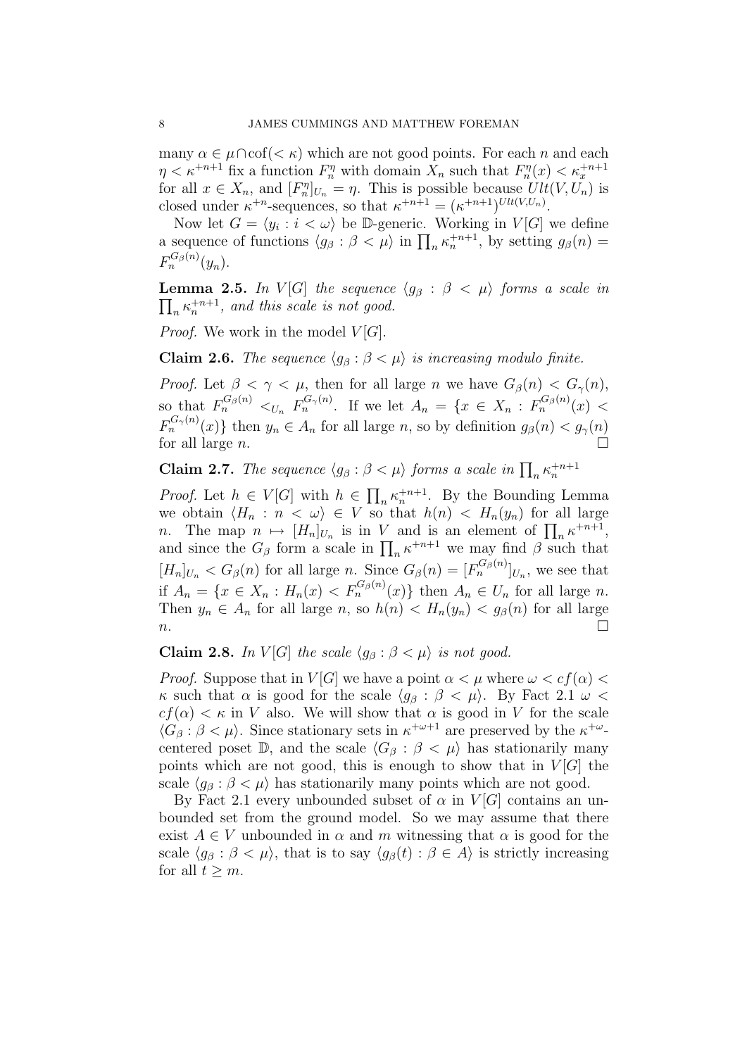many $\alpha \in \mu \cap \text{cof}(< \kappa)$ which are not good points. For each $n$ and each $\eta < \kappa^{+n+1}$ fix a function $F^\eta_n$ with domain $X_n$ such that $F^\eta_n(x) < \kappa_x^{+n+1}$ for all $x \in X_n$, and $[F^\eta_n]_{U_n} = \eta$. This is possible because $Ult(V, U_n)$ is closed under $\kappa^{+n}$-sequences, so that $\kappa^{+n+1} = (\kappa^{+n+1})^{Ult(V,U_n)}$.

Now let $G = \langle y_i : i < \omega \rangle$ be $\mathbb{D}$-generic. Working in $V[G]$ we define a sequence of functions $\langle g_\beta : \beta < \mu \rangle$ in $\prod_n \kappa_n^{+n+1}$, by setting $g_\beta(n) = F_n^{G_\beta(n)}(y_n)$.

**Lemma 2.5.** *In $V[G]$ the sequence $\langle g_\beta : \beta < \mu \rangle$ forms a scale in $\prod_n \kappa_n^{+n+1}$, and this scale is not good.*

*Proof.* We work in the model $V[G]$.

**Claim 2.6.** *The sequence $\langle g_\beta : \beta < \mu \rangle$ is increasing modulo finite.*

*Proof.* Let $\beta < \gamma < \mu$, then for all large $n$ we have $G_\beta(n) < G_\gamma(n)$, so that $F_n^{G_\beta(n)} <_{U_n} F_n^{G_\gamma(n)}$. If we let $A_n = \{x \in X_n : F_n^{G_\beta(n)}(x) < F_n^{G_\gamma(n)}(x)\}$ then $y_n \in A_n$ for all large $n$, so by definition $g_\beta(n) < g_\gamma(n)$ for all large $n$. □

**Claim 2.7.** *The sequence $\langle g_\beta : \beta < \mu \rangle$ forms a scale in $\prod_n \kappa_n^{+n+1}$*

*Proof.* Let $h \in V[G]$ with $h \in \prod_n \kappa_n^{+n+1}$. By the Bounding Lemma we obtain $\langle H_n : n < \omega \rangle \in V$ so that $h(n) < H_n(y_n)$ for all large $n$. The map $n \mapsto [H_n]_{U_n}$ is in $V$ and is an element of $\prod_n \kappa^{+n+1}$, and since the $G_\beta$ form a scale in $\prod_n \kappa^{+n+1}$ we may find $\beta$ such that $[H_n]_{U_n} < G_\beta(n)$ for all large $n$. Since $G_\beta(n) = [F_n^{G_\beta(n)}]_{U_n}$, we see that if $A_n = \{x \in X_n : H_n(x) < F_n^{G_\beta(n)}(x)\}$ then $A_n \in U_n$ for all large $n$. Then $y_n \in A_n$ for all large $n$, so $h(n) < H_n(y_n) < g_\beta(n)$ for all large $n$. □

**Claim 2.8.** *In $V[G]$ the scale $\langle g_\beta : \beta < \mu \rangle$ is not good.*

*Proof.* Suppose that in $V[G]$ we have a point $\alpha < \mu$ where $\omega < cf(\alpha) < \kappa$ such that $\alpha$ is good for the scale $\langle g_\beta : \beta < \mu \rangle$. By Fact 2.1 $\omega < cf(\alpha) < \kappa$ in $V$ also. We will show that $\alpha$ is good in $V$ for the scale $\langle G_\beta : \beta < \mu \rangle$. Since stationary sets in $\kappa^{+\omega+1}$ are preserved by the $\kappa^{+\omega}$-centered poset $\mathbb{D}$, and the scale $\langle G_\beta : \beta < \mu \rangle$ has stationarily many points which are not good, this is enough to show that in $V[G]$ the scale $\langle g_\beta : \beta < \mu \rangle$ has stationarily many points which are not good.

By Fact 2.1 every unbounded subset of $\alpha$ in $V[G]$ contains an unbounded set from the ground model. So we may assume that there exist $A \in V$ unbounded in $\alpha$ and $m$ witnessing that $\alpha$ is good for the scale $\langle g_\beta : \beta < \mu \rangle$, that is to say $\langle g_\beta(t) : \beta \in A \rangle$ is strictly increasing for all $t \geq m$.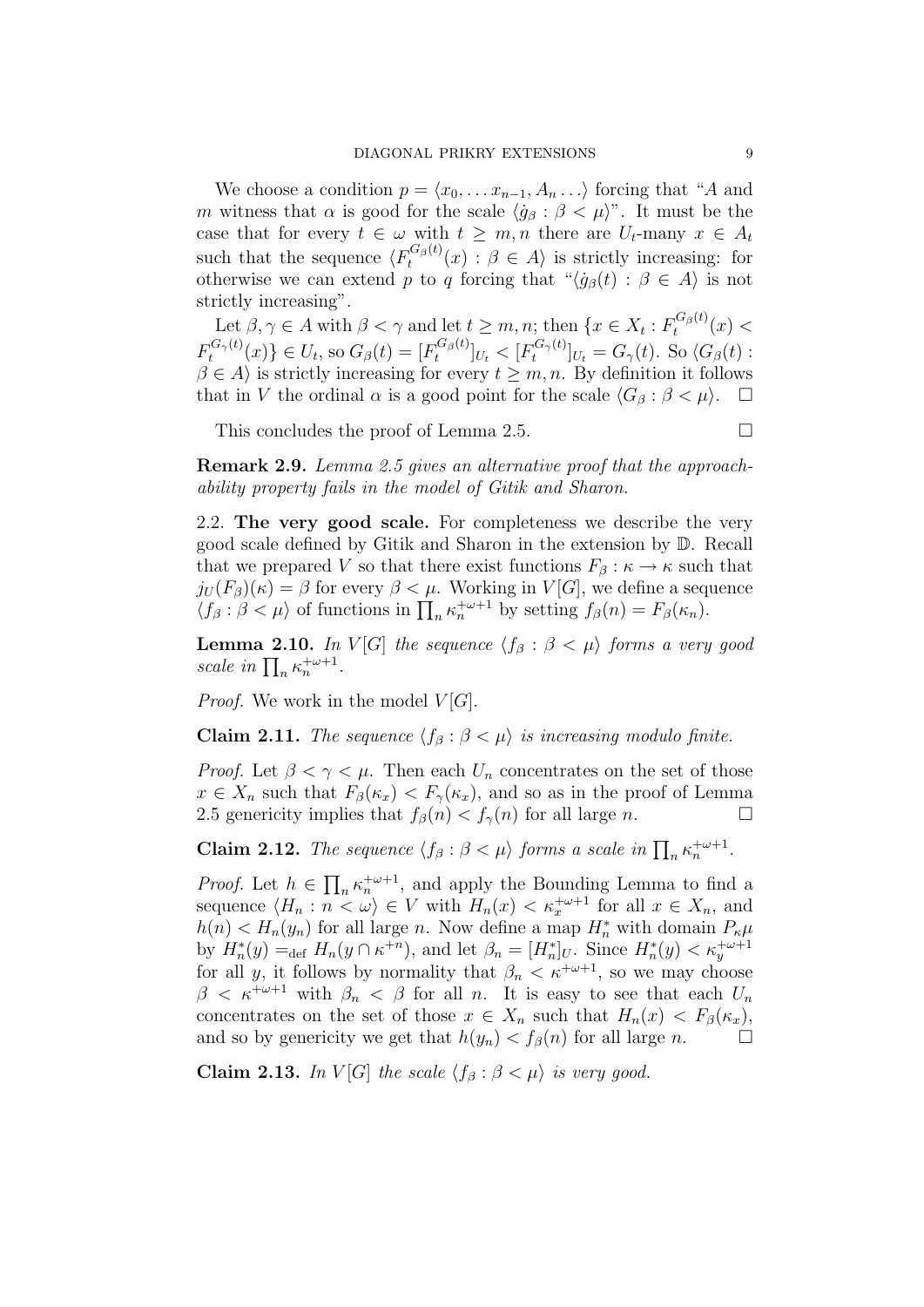We choose a condition $p = \langle x_0, \ldots x_{n-1}, A_n \ldots \rangle$ forcing that "$A$ and $m$ witness that $\alpha$ is good for the scale $\langle \dot{g}_\beta : \beta < \mu \rangle$". It must be the case that for every $t \in \omega$ with $t \geq m, n$ there are $U_t$-many $x \in A_t$ such that the sequence $\langle F_t^{G_\beta(t)}(x) : \beta \in A \rangle$ is strictly increasing: for otherwise we can extend $p$ to $q$ forcing that "$\langle \dot{g}_\beta(t) : \beta \in A \rangle$ is not strictly increasing".

Let $\beta, \gamma \in A$ with $\beta < \gamma$ and let $t \geq m, n$; then $\{x \in X_t : F_t^{G_\beta(t)}(x) < F_t^{G_\gamma(t)}(x)\} \in U_t$, so $G_\beta(t) = [F_t^{G_\beta(t)}]_{U_t} < [F_t^{G_\gamma(t)}]_{U_t} = G_\gamma(t)$. So $\langle G_\beta(t) : \beta \in A \rangle$ is strictly increasing for every $t \geq m, n$. By definition it follows that in $V$ the ordinal $\alpha$ is a good point for the scale $\langle G_\beta : \beta < \mu \rangle$. $\square$

This concludes the proof of Lemma 2.5. $\square$

**Remark 2.9.** *Lemma 2.5 gives an alternative proof that the approachability property fails in the model of Gitik and Sharon.*

2.2. **The very good scale.** For completeness we describe the very good scale defined by Gitik and Sharon in the extension by $\mathbb{D}$. Recall that we prepared $V$ so that there exist functions $F_\beta : \kappa \to \kappa$ such that $j_U(F_\beta)(\kappa) = \beta$ for every $\beta < \mu$. Working in $V[G]$, we define a sequence $\langle f_\beta : \beta < \mu \rangle$ of functions in $\prod_n \kappa_n^{+\omega+1}$ by setting $f_\beta(n) = F_\beta(\kappa_n)$.

**Lemma 2.10.** *In $V[G]$ the sequence $\langle f_\beta : \beta < \mu \rangle$ forms a very good scale in $\prod_n \kappa_n^{+\omega+1}$.*

*Proof.* We work in the model $V[G]$.

**Claim 2.11.** *The sequence $\langle f_\beta : \beta < \mu \rangle$ is increasing modulo finite.*

*Proof.* Let $\beta < \gamma < \mu$. Then each $U_n$ concentrates on the set of those $x \in X_n$ such that $F_\beta(\kappa_x) < F_\gamma(\kappa_x)$, and so as in the proof of Lemma 2.5 genericity implies that $f_\beta(n) < f_\gamma(n)$ for all large $n$. $\square$

**Claim 2.12.** *The sequence $\langle f_\beta : \beta < \mu \rangle$ forms a scale in $\prod_n \kappa_n^{+\omega+1}$.*

*Proof.* Let $h \in \prod_n \kappa_n^{+\omega+1}$, and apply the Bounding Lemma to find a sequence $\langle H_n : n < \omega \rangle \in V$ with $H_n(x) < \kappa_x^{+\omega+1}$ for all $x \in X_n$, and $h(n) < H_n(y_n)$ for all large $n$. Now define a map $H_n^*$ with domain $P_\kappa \mu$ by $H_n^*(y) =_{\text{def}} H_n(y \cap \kappa^{+n})$, and let $\beta_n = [H_n^*]_U$. Since $H_n^*(y) < \kappa_y^{+\omega+1}$ for all $y$, it follows by normality that $\beta_n < \kappa^{+\omega+1}$, so we may choose $\beta < \kappa^{+\omega+1}$ with $\beta_n < \beta$ for all $n$. It is easy to see that each $U_n$ concentrates on the set of those $x \in X_n$ such that $H_n(x) < F_\beta(\kappa_x)$, and so by genericity we get that $h(y_n) < f_\beta(n)$ for all large $n$. $\square$

**Claim 2.13.** *In $V[G]$ the scale $\langle f_\beta : \beta < \mu \rangle$ is very good.*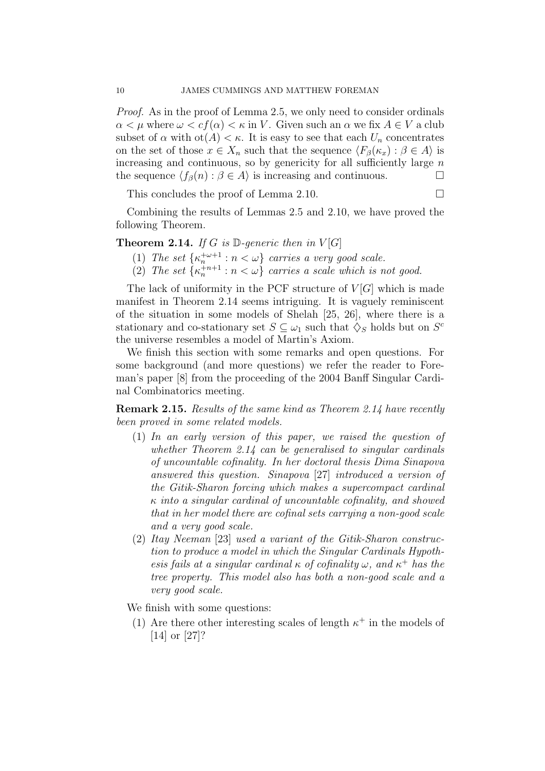*Proof.* As in the proof of Lemma 2.5, we only need to consider ordinals $\alpha < \mu$ where $\omega < cf(\alpha) < \kappa$ in $V$. Given such an $\alpha$ we fix $A \in V$ a club subset of $\alpha$ with $\text{ot}(A) < \kappa$. It is easy to see that each $U_n$ concentrates on the set of those $x \in X_n$ such that the sequence $\langle F_\beta(\kappa_x) : \beta \in A \rangle$ is increasing and continuous, so by genericity for all sufficiently large $n$ the sequence $\langle f_\beta(n) : \beta \in A \rangle$ is increasing and continuous. □

This concludes the proof of Lemma 2.10. □

Combining the results of Lemmas 2.5 and 2.10, we have proved the following Theorem.

**Theorem 2.14.** *If $G$ is $\mathbb{D}$-generic then in $V[G]$*

1. *The set $\{\kappa_n^{+\omega+1} : n < \omega\}$ carries a very good scale.*
2. *The set $\{\kappa_n^{+n+1} : n < \omega\}$ carries a scale which is not good.*

The lack of uniformity in the PCF structure of $V[G]$ which is made manifest in Theorem 2.14 seems intriguing. It is vaguely reminiscent of the situation in some models of Shelah [25, 26], where there is a stationary and co-stationary set $S \subseteq \omega_1$ such that $\diamondsuit_S$ holds but on $S^c$ the universe resembles a model of Martin's Axiom.

We finish this section with some remarks and open questions. For some background (and more questions) we refer the reader to Foreman's paper [8] from the proceeding of the 2004 Banff Singular Cardinal Combinatorics meeting.

**Remark 2.15.** *Results of the same kind as Theorem 2.14 have recently been proved in some related models.*

1. *In an early version of this paper, we raised the question of whether Theorem 2.14 can be generalised to singular cardinals of uncountable cofinality. In her doctoral thesis Dima Sinapova answered this question. Sinapova [27] introduced a version of the Gitik-Sharon forcing which makes a supercompact cardinal $\kappa$ into a singular cardinal of uncountable cofinality, and showed that in her model there are cofinal sets carrying a non-good scale and a very good scale.*
2. *Itay Neeman [23] used a variant of the Gitik-Sharon construction to produce a model in which the Singular Cardinals Hypothesis fails at a singular cardinal $\kappa$ of cofinality $\omega$, and $\kappa^+$ has the tree property. This model also has both a non-good scale and a very good scale.*

We finish with some questions:

1. Are there other interesting scales of length $\kappa^+$ in the models of [14] or [27]?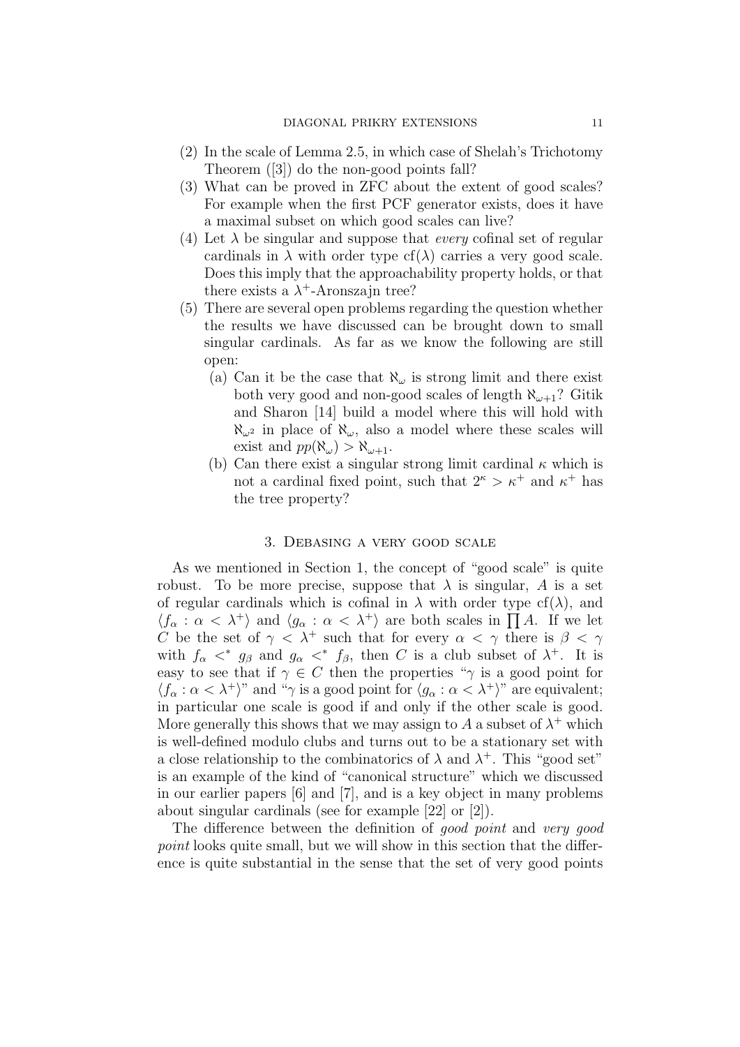(2) In the scale of Lemma 2.5, in which case of Shelah's Trichotomy Theorem ([3]) do the non-good points fall?

(3) What can be proved in ZFC about the extent of good scales? For example when the first PCF generator exists, does it have a maximal subset on which good scales can live?

(4) Let $\lambda$ be singular and suppose that *every* cofinal set of regular cardinals in $\lambda$ with order type $\mathrm{cf}(\lambda)$ carries a very good scale. Does this imply that the approachability property holds, or that there exists a $\lambda^+$-Aronszajn tree?

(5) There are several open problems regarding the question whether the results we have discussed can be brought down to small singular cardinals. As far as we know the following are still open:

  (a) Can it be the case that $\aleph_\omega$ is strong limit and there exist both very good and non-good scales of length $\aleph_{\omega+1}$? Gitik and Sharon [14] build a model where this will hold with $\aleph_{\omega^2}$ in place of $\aleph_\omega$, also a model where these scales will exist and $pp(\aleph_\omega) > \aleph_{\omega+1}$.

  (b) Can there exist a singular strong limit cardinal $\kappa$ which is not a cardinal fixed point, such that $2^\kappa > \kappa^+$ and $\kappa^+$ has the tree property?

## 3. Debasing a very good scale

As we mentioned in Section 1, the concept of "good scale" is quite robust. To be more precise, suppose that $\lambda$ is singular, $A$ is a set of regular cardinals which is cofinal in $\lambda$ with order type $\mathrm{cf}(\lambda)$, and $\langle f_\alpha : \alpha < \lambda^+ \rangle$ and $\langle g_\alpha : \alpha < \lambda^+ \rangle$ are both scales in $\prod A$. If we let $C$ be the set of $\gamma < \lambda^+$ such that for every $\alpha < \gamma$ there is $\beta < \gamma$ with $f_\alpha <^* g_\beta$ and $g_\alpha <^* f_\beta$, then $C$ is a club subset of $\lambda^+$. It is easy to see that if $\gamma \in C$ then the properties "$\gamma$ is a good point for $\langle f_\alpha : \alpha < \lambda^+ \rangle$" and "$\gamma$ is a good point for $\langle g_\alpha : \alpha < \lambda^+ \rangle$" are equivalent; in particular one scale is good if and only if the other scale is good. More generally this shows that we may assign to $A$ a subset of $\lambda^+$ which is well-defined modulo clubs and turns out to be a stationary set with a close relationship to the combinatorics of $\lambda$ and $\lambda^+$. This "good set" is an example of the kind of "canonical structure" which we discussed in our earlier papers [6] and [7], and is a key object in many problems about singular cardinals (see for example [22] or [2]).

The difference between the definition of *good point* and *very good point* looks quite small, but we will show in this section that the difference is quite substantial in the sense that the set of very good points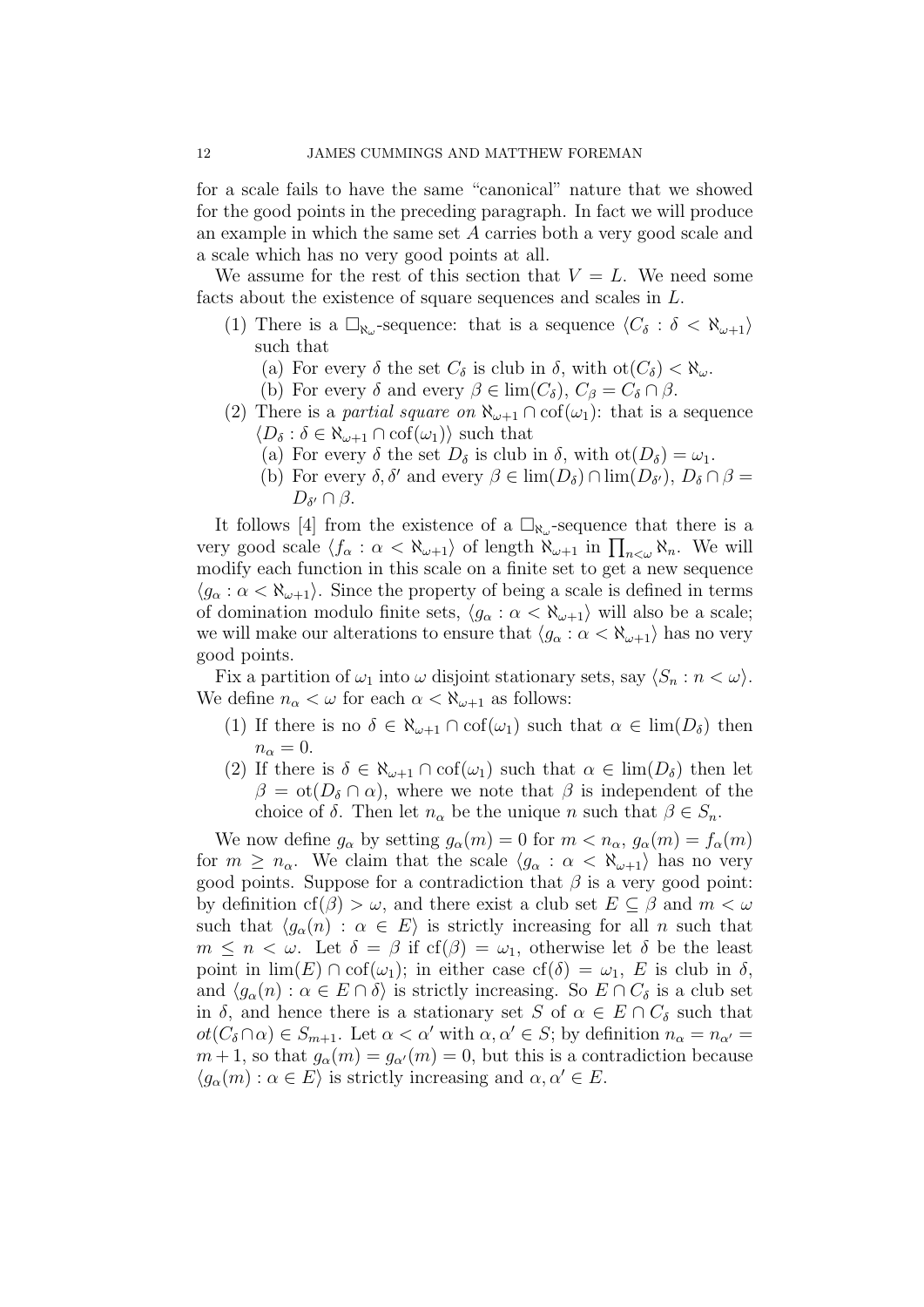for a scale fails to have the same "canonical" nature that we showed for the good points in the preceding paragraph. In fact we will produce an example in which the same set $A$ carries both a very good scale and a scale which has no very good points at all.

We assume for the rest of this section that $V = L$. We need some facts about the existence of square sequences and scales in $L$.

1. There is a $\square_{\aleph_\omega}$-sequence: that is a sequence $\langle C_\delta : \delta < \aleph_{\omega+1} \rangle$ such that
   (a) For every $\delta$ the set $C_\delta$ is club in $\delta$, with $\mathrm{ot}(C_\delta) < \aleph_\omega$.
   (b) For every $\delta$ and every $\beta \in \lim(C_\delta)$, $C_\beta = C_\delta \cap \beta$.
2. There is a *partial square on* $\aleph_{\omega+1} \cap \mathrm{cof}(\omega_1)$: that is a sequence $\langle D_\delta : \delta \in \aleph_{\omega+1} \cap \mathrm{cof}(\omega_1) \rangle$ such that
   (a) For every $\delta$ the set $D_\delta$ is club in $\delta$, with $\mathrm{ot}(D_\delta) = \omega_1$.
   (b) For every $\delta, \delta'$ and every $\beta \in \lim(D_\delta) \cap \lim(D_{\delta'})$, $D_\delta \cap \beta = D_{\delta'} \cap \beta$.

It follows [4] from the existence of a $\square_{\aleph_\omega}$-sequence that there is a very good scale $\langle f_\alpha : \alpha < \aleph_{\omega+1} \rangle$ of length $\aleph_{\omega+1}$ in $\prod_{n<\omega} \aleph_n$. We will modify each function in this scale on a finite set to get a new sequence $\langle g_\alpha : \alpha < \aleph_{\omega+1} \rangle$. Since the property of being a scale is defined in terms of domination modulo finite sets, $\langle g_\alpha : \alpha < \aleph_{\omega+1} \rangle$ will also be a scale; we will make our alterations to ensure that $\langle g_\alpha : \alpha < \aleph_{\omega+1} \rangle$ has no very good points.

Fix a partition of $\omega_1$ into $\omega$ disjoint stationary sets, say $\langle S_n : n < \omega \rangle$. We define $n_\alpha < \omega$ for each $\alpha < \aleph_{\omega+1}$ as follows:

1. If there is no $\delta \in \aleph_{\omega+1} \cap \mathrm{cof}(\omega_1)$ such that $\alpha \in \lim(D_\delta)$ then $n_\alpha = 0$.
2. If there is $\delta \in \aleph_{\omega+1} \cap \mathrm{cof}(\omega_1)$ such that $\alpha \in \lim(D_\delta)$ then let $\beta = \mathrm{ot}(D_\delta \cap \alpha)$, where we note that $\beta$ is independent of the choice of $\delta$. Then let $n_\alpha$ be the unique $n$ such that $\beta \in S_n$.

We now define $g_\alpha$ by setting $g_\alpha(m) = 0$ for $m < n_\alpha$, $g_\alpha(m) = f_\alpha(m)$ for $m \geq n_\alpha$. We claim that the scale $\langle g_\alpha : \alpha < \aleph_{\omega+1} \rangle$ has no very good points. Suppose for a contradiction that $\beta$ is a very good point: by definition $\mathrm{cf}(\beta) > \omega$, and there exist a club set $E \subseteq \beta$ and $m < \omega$ such that $\langle g_\alpha(n) : \alpha \in E \rangle$ is strictly increasing for all $n$ such that $m \leq n < \omega$. Let $\delta = \beta$ if $\mathrm{cf}(\beta) = \omega_1$, otherwise let $\delta$ be the least point in $\lim(E) \cap \mathrm{cof}(\omega_1)$; in either case $\mathrm{cf}(\delta) = \omega_1$, $E$ is club in $\delta$, and $\langle g_\alpha(n) : \alpha \in E \cap \delta \rangle$ is strictly increasing. So $E \cap C_\delta$ is a club set in $\delta$, and hence there is a stationary set $S$ of $\alpha \in E \cap C_\delta$ such that $ot(C_\delta \cap \alpha) \in S_{m+1}$. Let $\alpha < \alpha'$ with $\alpha, \alpha' \in S$; by definition $n_\alpha = n_{\alpha'} = m + 1$, so that $g_\alpha(m) = g_{\alpha'}(m) = 0$, but this is a contradiction because $\langle g_\alpha(m) : \alpha \in E \rangle$ is strictly increasing and $\alpha, \alpha' \in E$.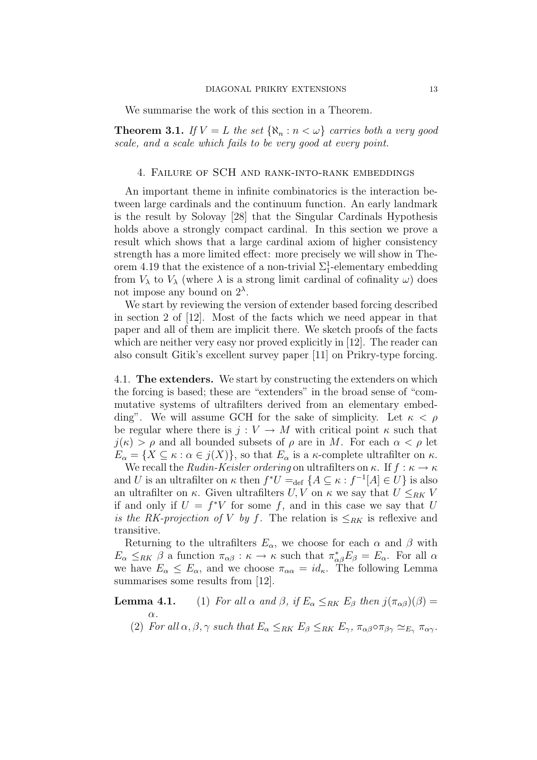We summarise the work of this section in a Theorem.

**Theorem 3.1.** *If $V = L$ the set $\{\aleph_n : n < \omega\}$ carries both a very good scale, and a scale which fails to be very good at every point.*

## 4. Failure of SCH and rank-into-rank embeddings

An important theme in infinite combinatorics is the interaction between large cardinals and the continuum function. An early landmark is the result by Solovay [28] that the Singular Cardinals Hypothesis holds above a strongly compact cardinal. In this section we prove a result which shows that a large cardinal axiom of higher consistency strength has a more limited effect: more precisely we will show in Theorem 4.19 that the existence of a non-trivial $\Sigma^1_1$-elementary embedding from $V_\lambda$ to $V_\lambda$ (where $\lambda$ is a strong limit cardinal of cofinality $\omega$) does not impose any bound on $2^\lambda$.

We start by reviewing the version of extender based forcing described in section 2 of [12]. Most of the facts which we need appear in that paper and all of them are implicit there. We sketch proofs of the facts which are neither very easy nor proved explicitly in [12]. The reader can also consult Gitik's excellent survey paper [11] on Prikry-type forcing.

**4.1. The extenders.** We start by constructing the extenders on which the forcing is based; these are "extenders" in the broad sense of "commutative systems of ultrafilters derived from an elementary embedding". We will assume GCH for the sake of simplicity. Let $\kappa < \rho$ be regular where there is $j : V \to M$ with critical point $\kappa$ such that $j(\kappa) > \rho$ and all bounded subsets of $\rho$ are in $M$. For each $\alpha < \rho$ let $E_\alpha = \{X \subseteq \kappa : \alpha \in j(X)\}$, so that $E_\alpha$ is a $\kappa$-complete ultrafilter on $\kappa$.

We recall the *Rudin-Keisler ordering* on ultrafilters on $\kappa$. If $f : \kappa \to \kappa$ and $U$ is an ultrafilter on $\kappa$ then $f^*U =_{\text{def}} \{A \subseteq \kappa : f^{-1}[A] \in U\}$ is also an ultrafilter on $\kappa$. Given ultrafilters $U, V$ on $\kappa$ we say that $U \leq_{RK} V$ if and only if $U = f^*V$ for some $f$, and in this case we say that $U$ *is the RK-projection of $V$ by $f$*. The relation is $\leq_{RK}$ is reflexive and transitive.

Returning to the ultrafilters $E_\alpha$, we choose for each $\alpha$ and $\beta$ with $E_\alpha \leq_{RK} \beta$ a function $\pi_{\alpha\beta} : \kappa \to \kappa$ such that $\pi^*_{\alpha\beta} E_\beta = E_\alpha$. For all $\alpha$ we have $E_\alpha \leq E_\alpha$, and we choose $\pi_{\alpha\alpha} = id_\kappa$. The following Lemma summarises some results from [12].

**Lemma 4.1.**
1. *For all $\alpha$ and $\beta$, if $E_\alpha \leq_{RK} E_\beta$ then $j(\pi_{\alpha\beta})(\beta) = \alpha$.*
2. *For all $\alpha, \beta, \gamma$ such that $E_\alpha \leq_{RK} E_\beta \leq_{RK} E_\gamma$, $\pi_{\alpha\beta} \circ \pi_{\beta\gamma} \simeq_{E_\gamma} \pi_{\alpha\gamma}$.*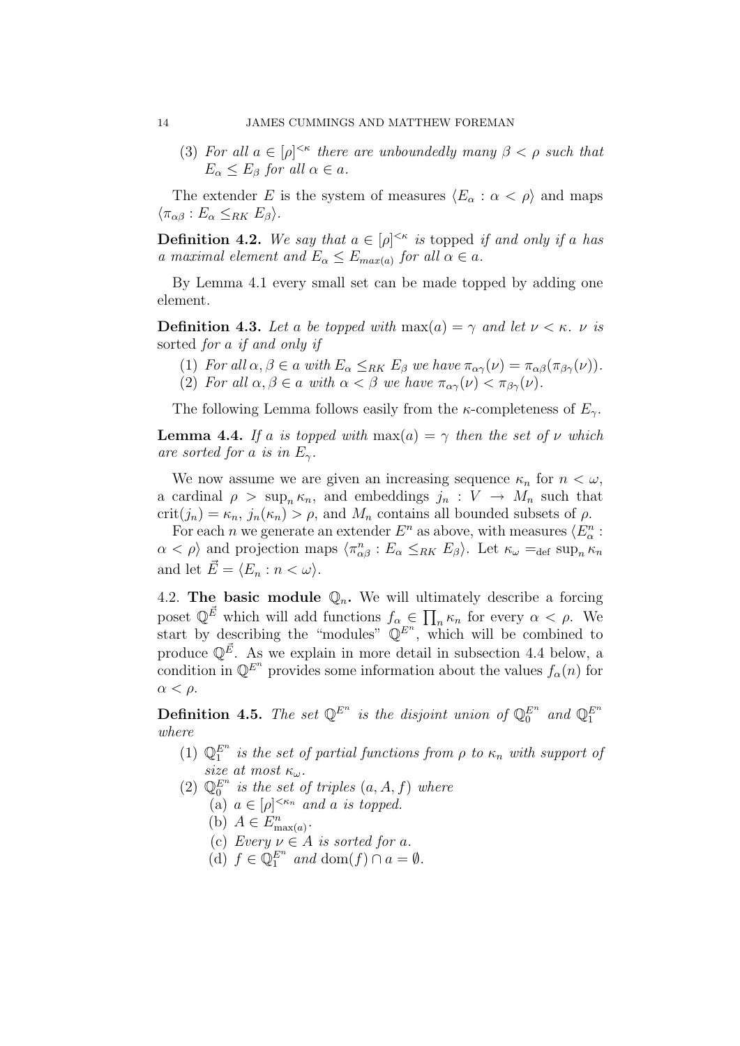(3) *For all $a \in [\rho]^{<\kappa}$ there are unboundedly many $\beta < \rho$ such that $E_\alpha \leq E_\beta$ for all $\alpha \in a$.*

The extender $E$ is the system of measures $\langle E_\alpha : \alpha < \rho \rangle$ and maps $\langle \pi_{\alpha\beta} : E_\alpha \leq_{RK} E_\beta \rangle$.

**Definition 4.2.** *We say that $a \in [\rho]^{<\kappa}$ is* topped *if and only if $a$ has a maximal element and $E_\alpha \leq E_{max(a)}$ for all $\alpha \in a$.*

By Lemma 4.1 every small set can be made topped by adding one element.

**Definition 4.3.** *Let $a$ be topped with $\max(a) = \gamma$ and let $\nu < \kappa$. $\nu$ is* sorted *for $a$ if and only if*

1. *For all $\alpha, \beta \in a$ with $E_\alpha \leq_{RK} E_\beta$ we have $\pi_{\alpha\gamma}(\nu) = \pi_{\alpha\beta}(\pi_{\beta\gamma}(\nu))$.*
2. *For all $\alpha, \beta \in a$ with $\alpha < \beta$ we have $\pi_{\alpha\gamma}(\nu) < \pi_{\beta\gamma}(\nu)$.*

The following Lemma follows easily from the $\kappa$-completeness of $E_\gamma$.

**Lemma 4.4.** *If $a$ is topped with $\max(a) = \gamma$ then the set of $\nu$ which are sorted for $a$ is in $E_\gamma$.*

We now assume we are given an increasing sequence $\kappa_n$ for $n < \omega$, a cardinal $\rho > \sup_n \kappa_n$, and embeddings $j_n : V \to M_n$ such that $\mathrm{crit}(j_n) = \kappa_n$, $j_n(\kappa_n) > \rho$, and $M_n$ contains all bounded subsets of $\rho$.

For each $n$ we generate an extender $E^n$ as above, with measures $\langle E^n_\alpha : \alpha < \rho \rangle$ and projection maps $\langle \pi^n_{\alpha\beta} : E_\alpha \leq_{RK} E_\beta \rangle$. Let $\kappa_\omega =_{\mathrm{def}} \sup_n \kappa_n$ and let $\vec{E} = \langle E_n : n < \omega \rangle$.

## 4.2. The basic module $\mathbb{Q}_n$.

We will ultimately describe a forcing poset $\mathbb{Q}^{\vec{E}}$ which will add functions $f_\alpha \in \prod_n \kappa_n$ for every $\alpha < \rho$. We start by describing the "modules" $\mathbb{Q}^{E^n}$, which will be combined to produce $\mathbb{Q}^{\vec{E}}$. As we explain in more detail in subsection 4.4 below, a condition in $\mathbb{Q}^{E^n}$ provides some information about the values $f_\alpha(n)$ for $\alpha < \rho$.

**Definition 4.5.** *The set $\mathbb{Q}^{E^n}$ is the disjoint union of $\mathbb{Q}^{E^n}_0$ and $\mathbb{Q}^{E^n}_1$ where*

1. *$\mathbb{Q}^{E^n}_1$ is the set of partial functions from $\rho$ to $\kappa_n$ with support of size at most $\kappa_\omega$.*
2. *$\mathbb{Q}^{E^n}_0$ is the set of triples $(a, A, f)$ where*
   - (a) *$a \in [\rho]^{<\kappa_n}$ and $a$ is topped.*
   - (b) *$A \in E^n_{\max(a)}$.*
   - (c) *Every $\nu \in A$ is sorted for $a$.*
   - (d) *$f \in \mathbb{Q}^{E^n}_1$ and $\mathrm{dom}(f) \cap a = \emptyset$.*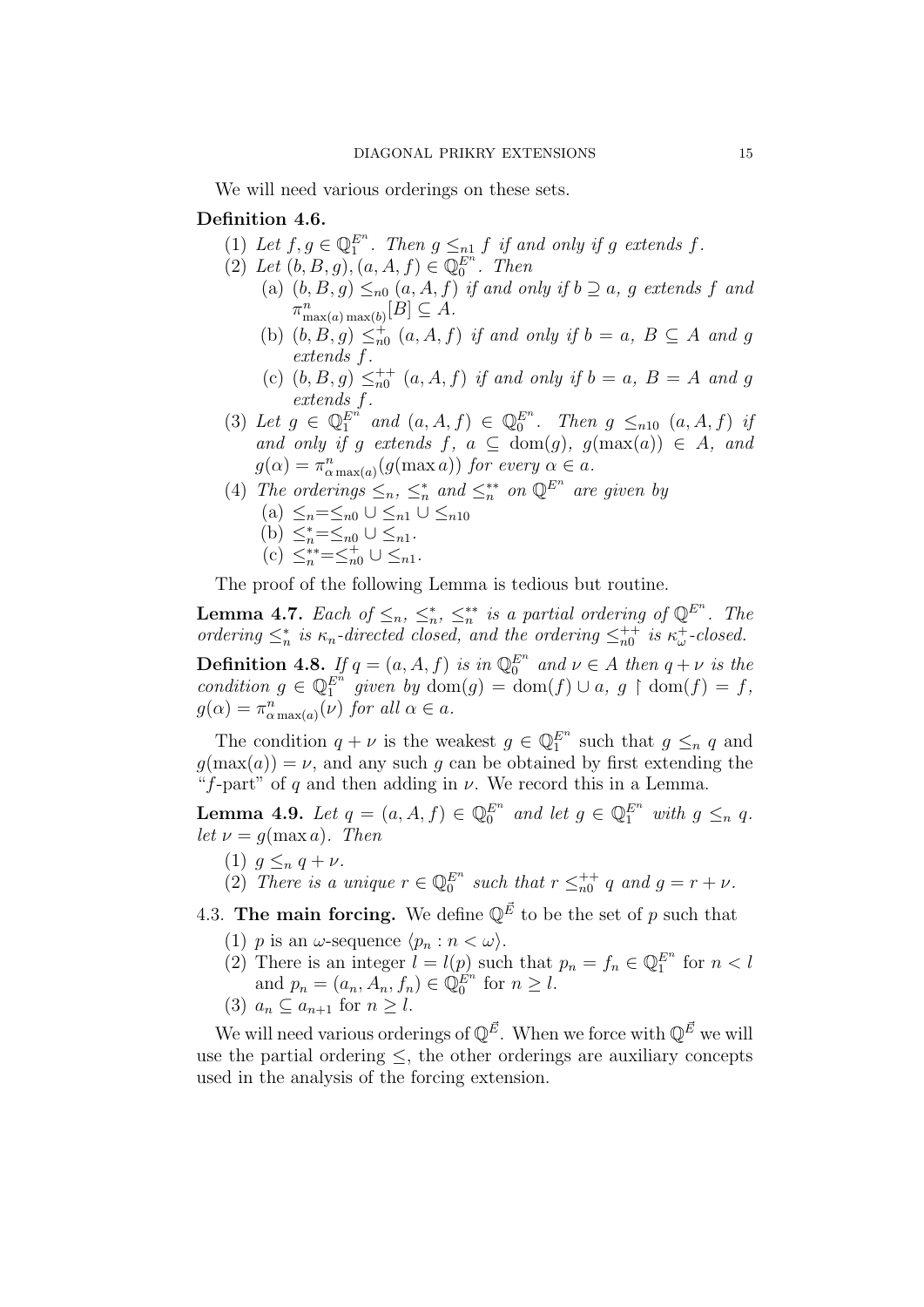We will need various orderings on these sets.

**Definition 4.6.**

(1) *Let $f, g \in \mathbb{Q}_1^{E^n}$. Then $g \leq_{n1} f$ if and only if $g$ extends $f$.*

(2) *Let $(b, B, g), (a, A, f) \in \mathbb{Q}_0^{E^n}$. Then*

  (a) *$(b, B, g) \leq_{n0} (a, A, f)$ if and only if $b \supseteq a$, $g$ extends $f$ and $\pi^n_{\max(a)\max(b)}[B] \subseteq A$.*

  (b) *$(b, B, g) \leq^+_{n0} (a, A, f)$ if and only if $b = a$, $B \subseteq A$ and $g$ extends $f$.*

  (c) *$(b, B, g) \leq^{++}_{n0} (a, A, f)$ if and only if $b = a$, $B = A$ and $g$ extends $f$.*

(3) *Let $g \in \mathbb{Q}_1^{E^n}$ and $(a, A, f) \in \mathbb{Q}_0^{E^n}$. Then $g \leq_{n10} (a, A, f)$ if and only if $g$ extends $f$, $a \subseteq \mathrm{dom}(g)$, $g(\max(a)) \in A$, and $g(\alpha) = \pi^n_{\alpha \max(a)}(g(\max a))$ for every $\alpha \in a$.*

(4) *The orderings $\leq_n$, $\leq^*_n$ and $\leq^{**}_n$ on $\mathbb{Q}^{E^n}$ are given by*

  (a) $\leq_n = \leq_{n0} \cup \leq_{n1} \cup \leq_{n10}$

  (b) $\leq^*_n = \leq_{n0} \cup \leq_{n1}$.

  (c) $\leq^{**}_n = \leq^+_{n0} \cup \leq_{n1}$.

The proof of the following Lemma is tedious but routine.

**Lemma 4.7.** *Each of $\leq_n$, $\leq^*_n$, $\leq^{**}_n$ is a partial ordering of $\mathbb{Q}^{E^n}$. The ordering $\leq^*_n$ is $\kappa_n$-directed closed, and the ordering $\leq^{++}_{n0}$ is $\kappa^+_\omega$-closed.*

**Definition 4.8.** *If $q = (a, A, f)$ is in $\mathbb{Q}_0^{E^n}$ and $\nu \in A$ then $q + \nu$ is the condition $g \in \mathbb{Q}_1^{E^n}$ given by $\mathrm{dom}(g) = \mathrm{dom}(f) \cup a$, $g \restriction \mathrm{dom}(f) = f$, $g(\alpha) = \pi^n_{\alpha \max(a)}(\nu)$ for all $\alpha \in a$.*

The condition $q + \nu$ is the weakest $g \in \mathbb{Q}_1^{E^n}$ such that $g \leq_n q$ and $g(\max(a)) = \nu$, and any such $g$ can be obtained by first extending the "$f$-part" of $q$ and then adding in $\nu$. We record this in a Lemma.

**Lemma 4.9.** *Let $q = (a, A, f) \in \mathbb{Q}_0^{E^n}$ and let $g \in \mathbb{Q}_1^{E^n}$ with $g \leq_n q$. let $\nu = g(\max a)$. Then*

(1) *$g \leq_n q + \nu$.*

(2) *There is a unique $r \in \mathbb{Q}_0^{E^n}$ such that $r \leq^{++}_{n0} q$ and $g = r + \nu$.*

### 4.3. The main forcing.

We define $\mathbb{Q}^{\vec{E}}$ to be the set of $p$ such that

(1) $p$ is an $\omega$-sequence $\langle p_n : n < \omega \rangle$.

(2) There is an integer $l = l(p)$ such that $p_n = f_n \in \mathbb{Q}_1^{E^n}$ for $n < l$ and $p_n = (a_n, A_n, f_n) \in \mathbb{Q}_0^{E^n}$ for $n \geq l$.

(3) $a_n \subseteq a_{n+1}$ for $n \geq l$.

We will need various orderings of $\mathbb{Q}^{\vec{E}}$. When we force with $\mathbb{Q}^{\vec{E}}$ we will use the partial ordering $\leq$, the other orderings are auxiliary concepts used in the analysis of the forcing extension.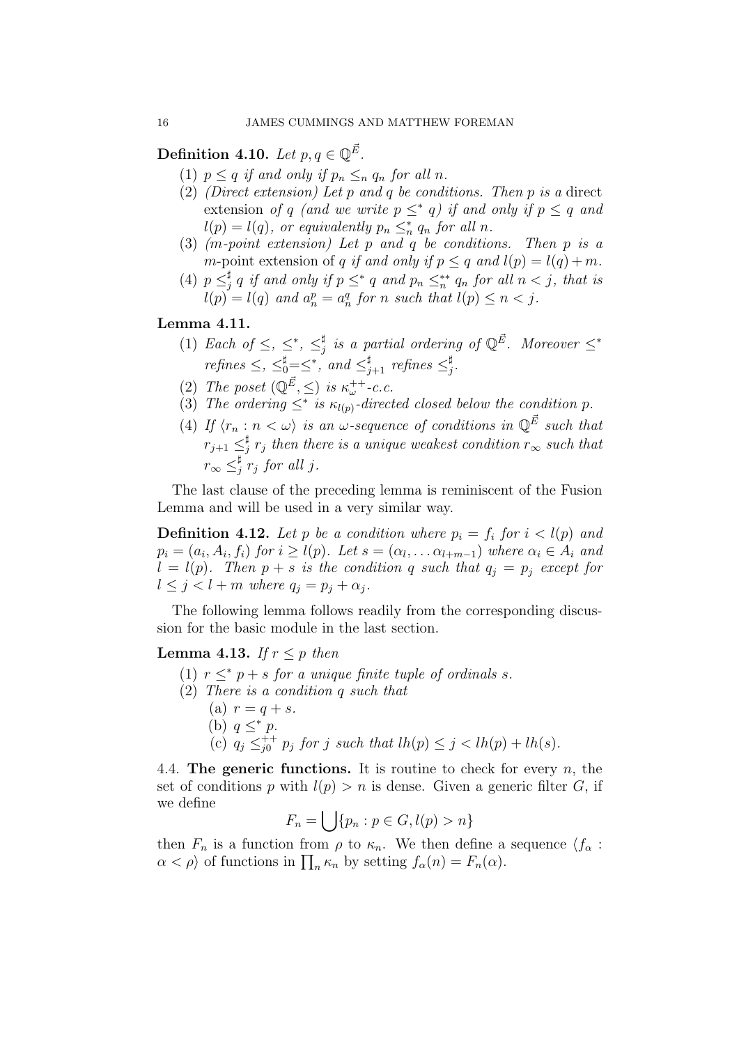**Definition 4.10.** *Let $p, q \in \mathbb{Q}^{\vec{E}}$.*

1. *$p \leq q$ if and only if $p_n \leq_n q_n$ for all $n$.*
2. *(Direct extension) Let $p$ and $q$ be conditions. Then $p$ is a* direct extension *of $q$ (and we write $p \leq^* q$) if and only if $p \leq q$ and $l(p) = l(q)$, or equivalently $p_n \leq^*_n q_n$ for all $n$.*
3. *($m$-point extension) Let $p$ and $q$ be conditions. Then $p$ is a $m$-*point extension of $q$ *if and only if $p \leq q$ and $l(p) = l(q) + m$.*
4. *$p \leq^\sharp_j q$ if and only if $p \leq^* q$ and $p_n \leq^{**}_n q_n$ for all $n < j$, that is $l(p) = l(q)$ and $a^p_n = a^q_n$ for $n$ such that $l(p) \leq n < j$.*

**Lemma 4.11.**

1. *Each of $\leq$, $\leq^*$, $\leq^\sharp_j$ is a partial ordering of $\mathbb{Q}^{\vec{E}}$. Moreover $\leq^*$ refines $\leq$, $\leq^\sharp_0 = \leq^*$, and $\leq^\sharp_{j+1}$ refines $\leq^\sharp_j$.*
2. *The poset $(\mathbb{Q}^{\vec{E}}, \leq)$ is $\kappa^{++}_\omega$-c.c.*
3. *The ordering $\leq^*$ is $\kappa_{l(p)}$-directed closed below the condition $p$.*
4. *If $\langle r_n : n < \omega \rangle$ is an $\omega$-sequence of conditions in $\mathbb{Q}^{\vec{E}}$ such that $r_{j+1} \leq^\sharp_j r_j$ then there is a unique weakest condition $r_\infty$ such that $r_\infty \leq^\sharp_j r_j$ for all $j$.*

The last clause of the preceding lemma is reminiscent of the Fusion Lemma and will be used in a very similar way.

**Definition 4.12.** *Let $p$ be a condition where $p_i = f_i$ for $i < l(p)$ and $p_i = (a_i, A_i, f_i)$ for $i \geq l(p)$. Let $s = (\alpha_l, \ldots \alpha_{l+m-1})$ where $\alpha_i \in A_i$ and $l = l(p)$. Then $p + s$ is the condition $q$ such that $q_j = p_j$ except for $l \leq j < l + m$ where $q_j = p_j + \alpha_j$.*

The following lemma follows readily from the corresponding discussion for the basic module in the last section.

**Lemma 4.13.** *If $r \leq p$ then*

1. *$r \leq^* p + s$ for a unique finite tuple of ordinals $s$.*
2. *There is a condition $q$ such that*
   (a) *$r = q + s$.*
   (b) *$q \leq^* p$.*
   (c) *$q_j \leq^{++}_{j0} p_j$ for $j$ such that $lh(p) \leq j < lh(p) + lh(s)$.*

4.4. **The generic functions.** It is routine to check for every $n$, the set of conditions $p$ with $l(p) > n$ is dense. Given a generic filter $G$, if we define

$$F_n = \bigcup \{p_n : p \in G, l(p) > n\}$$

then $F_n$ is a function from $\rho$ to $\kappa_n$. We then define a sequence $\langle f_\alpha : \alpha < \rho \rangle$ of functions in $\prod_n \kappa_n$ by setting $f_\alpha(n) = F_n(\alpha)$.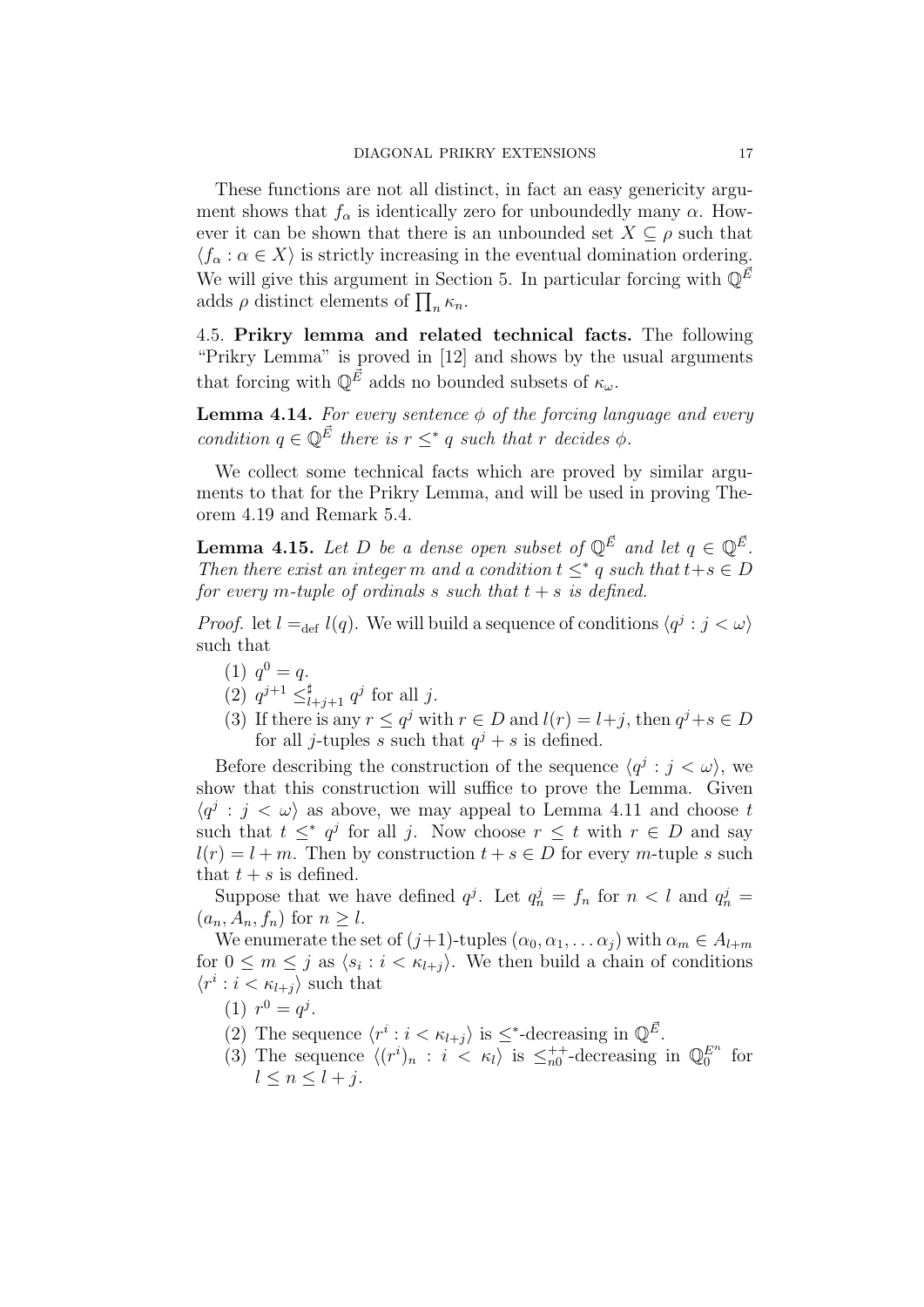These functions are not all distinct, in fact an easy genericity argument shows that $f_\alpha$ is identically zero for unboundedly many $\alpha$. However it can be shown that there is an unbounded set $X \subseteq \rho$ such that $\langle f_\alpha : \alpha \in X \rangle$ is strictly increasing in the eventual domination ordering. We will give this argument in Section 5. In particular forcing with $\mathbb{Q}^{\vec{E}}$ adds $\rho$ distinct elements of $\prod_n \kappa_n$.

### 4.5. Prikry lemma and related technical facts.

The following "Prikry Lemma" is proved in [12] and shows by the usual arguments that forcing with $\mathbb{Q}^{\vec{E}}$ adds no bounded subsets of $\kappa_\omega$.

**Lemma 4.14.** *For every sentence $\phi$ of the forcing language and every condition $q \in \mathbb{Q}^{\vec{E}}$ there is $r \leq^* q$ such that $r$ decides $\phi$.*

We collect some technical facts which are proved by similar arguments to that for the Prikry Lemma, and will be used in proving Theorem 4.19 and Remark 5.4.

**Lemma 4.15.** *Let $D$ be a dense open subset of $\mathbb{Q}^{\vec{E}}$ and let $q \in \mathbb{Q}^{\vec{E}}$. Then there exist an integer $m$ and a condition $t \leq^* q$ such that $t+s \in D$ for every $m$-tuple of ordinals $s$ such that $t + s$ is defined.*

*Proof.* let $l =_{\text{def}} l(q)$. We will build a sequence of conditions $\langle q^j : j < \omega \rangle$ such that

1. $q^0 = q$.
2. $q^{j+1} \leq^\sharp_{l+j+1} q^j$ for all $j$.
3. If there is any $r \leq q^j$ with $r \in D$ and $l(r) = l+j$, then $q^j+s \in D$ for all $j$-tuples $s$ such that $q^j + s$ is defined.

Before describing the construction of the sequence $\langle q^j : j < \omega \rangle$, we show that this construction will suffice to prove the Lemma. Given $\langle q^j : j < \omega \rangle$ as above, we may appeal to Lemma 4.11 and choose $t$ such that $t \leq^* q^j$ for all $j$. Now choose $r \leq t$ with $r \in D$ and say $l(r) = l + m$. Then by construction $t + s \in D$ for every $m$-tuple $s$ such that $t + s$ is defined.

Suppose that we have defined $q^j$. Let $q^j_n = f_n$ for $n < l$ and $q^j_n = (a_n, A_n, f_n)$ for $n \geq l$.

We enumerate the set of $(j+1)$-tuples $(\alpha_0, \alpha_1, \ldots \alpha_j)$ with $\alpha_m \in A_{l+m}$ for $0 \leq m \leq j$ as $\langle s_i : i < \kappa_{l+j} \rangle$. We then build a chain of conditions $\langle r^i : i < \kappa_{l+j} \rangle$ such that

1. $r^0 = q^j$.
2. The sequence $\langle r^i : i < \kappa_{l+j} \rangle$ is $\leq^*$-decreasing in $\mathbb{Q}^{\vec{E}}$.
3. The sequence $\langle (r^i)_n : i < \kappa_l \rangle$ is $\leq^{++}_{n0}$-decreasing in $\mathbb{Q}^{E^n}_0$ for $l \leq n \leq l + j$.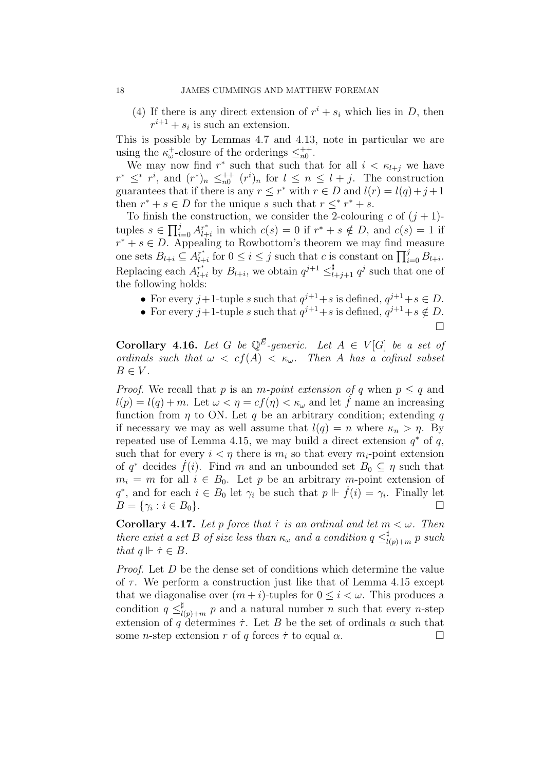(4) If there is any direct extension of $r^i + s_i$ which lies in $D$, then $r^{i+1} + s_i$ is such an extension.

This is possible by Lemmas 4.7 and 4.13, note in particular we are using the $\kappa_\omega^+$-closure of the orderings $\leq_{n0}^{++}$.

We may now find $r^*$ such that such that for all $i < \kappa_{l+j}$ we have $r^* \leq^* r^i$, and $(r^*)_n \leq_{n0}^{++} (r^i)_n$ for $l \leq n \leq l+j$. The construction guarantees that if there is any $r \leq r^*$ with $r \in D$ and $l(r) = l(q)+j+1$ then $r^* + s \in D$ for the unique $s$ such that $r \leq^* r^* + s$.

To finish the construction, we consider the 2-colouring $c$ of $(j+1)$-tuples $s \in \prod_{i=0}^j A_{l+i}^{r^*}$ in which $c(s) = 0$ if $r^* + s \notin D$, and $c(s) = 1$ if $r^* + s \in D$. Appealing to Rowbottom's theorem we may find measure one sets $B_{l+i} \subseteq A_{l+i}^{r^*}$ for $0 \leq i \leq j$ such that $c$ is constant on $\prod_{i=0}^j B_{l+i}$. Replacing each $A_{l+i}^{r^*}$ by $B_{l+i}$, we obtain $q^{j+1} \leq_{l+j+1}^\sharp q^j$ such that one of the following holds:

- For every $j+1$-tuple $s$ such that $q^{j+1}+s$ is defined, $q^{j+1}+s \in D$.
- For every $j+1$-tuple $s$ such that $q^{j+1}+s$ is defined, $q^{j+1}+s \notin D$.

□

**Corollary 4.16.** *Let $G$ be $\mathbb{Q}^{\vec{E}}$-generic. Let $A \in V[G]$ be a set of ordinals such that $\omega < cf(A) < \kappa_\omega$. Then $A$ has a cofinal subset $B \in V$.*

*Proof.* We recall that $p$ is an *$m$-point extension of* $q$ when $p \leq q$ and $l(p) = l(q) + m$. Let $\omega < \eta = cf(\eta) < \kappa_\omega$ and let $\dot{f}$ name an increasing function from $\eta$ to ON. Let $q$ be an arbitrary condition; extending $q$ if necessary we may as well assume that $l(q) = n$ where $\kappa_n > \eta$. By repeated use of Lemma 4.15, we may build a direct extension $q^*$ of $q$, such that for every $i < \eta$ there is $m_i$ so that every $m_i$-point extension of $q^*$ decides $\dot{f}(i)$. Find $m$ and an unbounded set $B_0 \subseteq \eta$ such that $m_i = m$ for all $i \in B_0$. Let $p$ be an arbitrary $m$-point extension of $q^*$, and for each $i \in B_0$ let $\gamma_i$ be such that $p \Vdash \dot{f}(i) = \gamma_i$. Finally let $B = \{\gamma_i : i \in B_0\}$. □

**Corollary 4.17.** *Let $p$ force that $\dot{\tau}$ is an ordinal and let $m < \omega$. Then there exist a set $B$ of size less than $\kappa_\omega$ and a condition $q \leq_{l(p)+m}^\sharp p$ such that $q \Vdash \dot{\tau} \in B$.*

*Proof.* Let $D$ be the dense set of conditions which determine the value of $\tau$. We perform a construction just like that of Lemma 4.15 except that we diagonalise over $(m+i)$-tuples for $0 \leq i < \omega$. This produces a condition $q \leq_{l(p)+m}^\sharp p$ and a natural number $n$ such that every $n$-step extension of $q$ determines $\dot{\tau}$. Let $B$ be the set of ordinals $\alpha$ such that some $n$-step extension $r$ of $q$ forces $\dot{\tau}$ to equal $\alpha$. □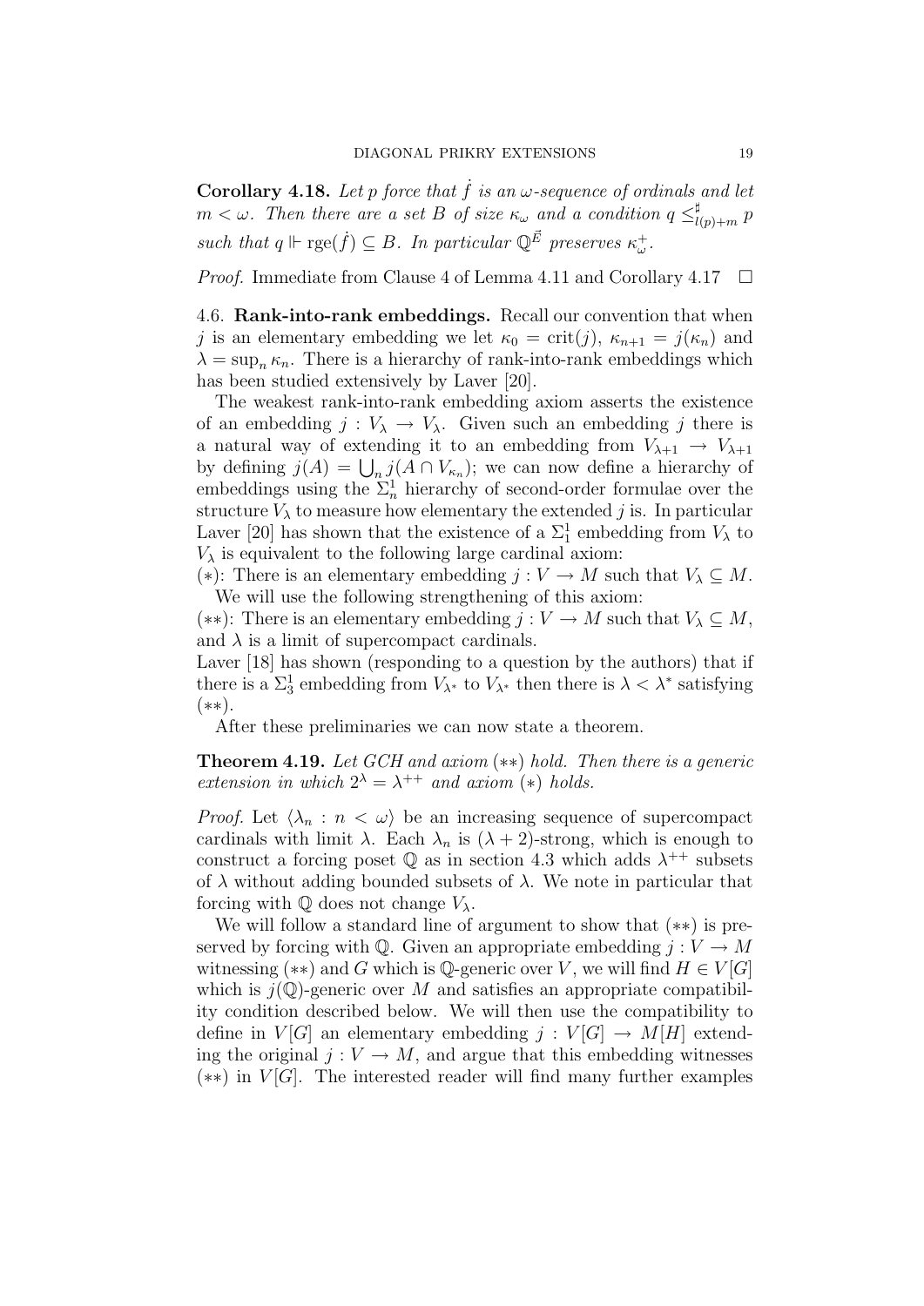**Corollary 4.18.** *Let $p$ force that $\dot{f}$ is an $\omega$-sequence of ordinals and let $m < \omega$. Then there are a set $B$ of size $\kappa_\omega$ and a condition $q \leq^\sharp_{l(p)+m} p$ such that $q \Vdash \mathrm{rge}(\dot{f}) \subseteq B$. In particular $\mathbb{Q}^{\vec{E}}$ preserves $\kappa^+_\omega$.*

*Proof.* Immediate from Clause 4 of Lemma 4.11 and Corollary 4.17 $\square$

4.6. **Rank-into-rank embeddings.** Recall our convention that when $j$ is an elementary embedding we let $\kappa_0 = \mathrm{crit}(j)$, $\kappa_{n+1} = j(\kappa_n)$ and $\lambda = \sup_n \kappa_n$. There is a hierarchy of rank-into-rank embeddings which has been studied extensively by Laver [20].

The weakest rank-into-rank embedding axiom asserts the existence of an embedding $j : V_\lambda \to V_\lambda$. Given such an embedding $j$ there is a natural way of extending it to an embedding from $V_{\lambda+1} \to V_{\lambda+1}$ by defining $j(A) = \bigcup_n j(A \cap V_{\kappa_n})$; we can now define a hierarchy of embeddings using the $\Sigma^1_n$ hierarchy of second-order formulae over the structure $V_\lambda$ to measure how elementary the extended $j$ is. In particular Laver [20] has shown that the existence of a $\Sigma^1_1$ embedding from $V_\lambda$ to $V_\lambda$ is equivalent to the following large cardinal axiom:

($*$): There is an elementary embedding $j : V \to M$ such that $V_\lambda \subseteq M$.

We will use the following strengthening of this axiom:

($**$): There is an elementary embedding $j : V \to M$ such that $V_\lambda \subseteq M$, and $\lambda$ is a limit of supercompact cardinals.

Laver [18] has shown (responding to a question by the authors) that if there is a $\Sigma^1_3$ embedding from $V_{\lambda^*}$ to $V_{\lambda^*}$ then there is $\lambda < \lambda^*$ satisfying ($**$).

After these preliminaries we can now state a theorem.

**Theorem 4.19.** *Let GCH and axiom ($**$) hold. Then there is a generic extension in which $2^\lambda = \lambda^{++}$ and axiom ($*$) holds.*

*Proof.* Let $\langle \lambda_n : n < \omega \rangle$ be an increasing sequence of supercompact cardinals with limit $\lambda$. Each $\lambda_n$ is $(\lambda + 2)$-strong, which is enough to construct a forcing poset $\mathbb{Q}$ as in section 4.3 which adds $\lambda^{++}$ subsets of $\lambda$ without adding bounded subsets of $\lambda$. We note in particular that forcing with $\mathbb{Q}$ does not change $V_\lambda$.

We will follow a standard line of argument to show that ($**$) is preserved by forcing with $\mathbb{Q}$. Given an appropriate embedding $j : V \to M$ witnessing ($**$) and $G$ which is $\mathbb{Q}$-generic over $V$, we will find $H \in V[G]$ which is $j(\mathbb{Q})$-generic over $M$ and satisfies an appropriate compatibility condition described below. We will then use the compatibility to define in $V[G]$ an elementary embedding $j : V[G] \to M[H]$ extending the original $j : V \to M$, and argue that this embedding witnesses ($**$) in $V[G]$. The interested reader will find many further examples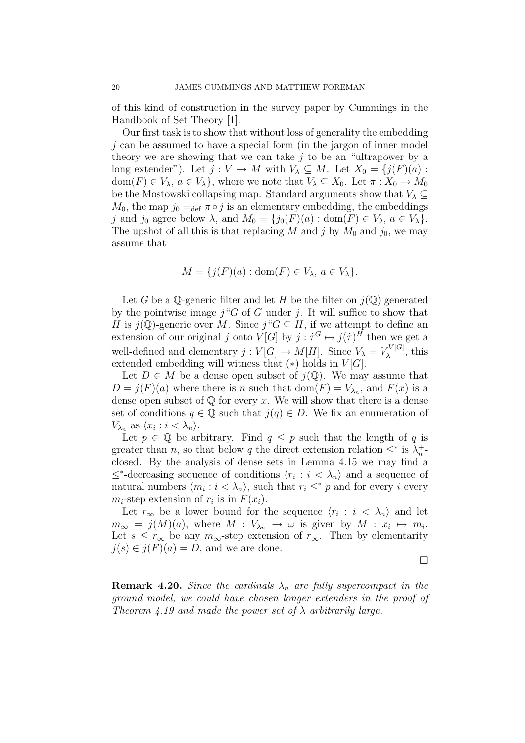of this kind of construction in the survey paper by Cummings in the Handbook of Set Theory [1].

Our first task is to show that without loss of generality the embedding $j$ can be assumed to have a special form (in the jargon of inner model theory we are showing that we can take $j$ to be an "ultrapower by a long extender"). Let $j : V \to M$ with $V_\lambda \subseteq M$. Let $X_0 = \{j(F)(a) : \mathrm{dom}(F) \in V_\lambda,\ a \in V_\lambda\}$, where we note that $V_\lambda \subseteq X_0$. Let $\pi : X_0 \to M_0$ be the Mostowski collapsing map. Standard arguments show that $V_\lambda \subseteq M_0$, the map $j_0 =_{\mathrm{def}} \pi \circ j$ is an elementary embedding, the embeddings $j$ and $j_0$ agree below $\lambda$, and $M_0 = \{j_0(F)(a) : \mathrm{dom}(F) \in V_\lambda,\ a \in V_\lambda\}$. The upshot of all this is that replacing $M$ and $j$ by $M_0$ and $j_0$, we may assume that

$$M = \{j(F)(a) : \mathrm{dom}(F) \in V_\lambda,\ a \in V_\lambda\}.$$

Let $G$ be a $\mathbb{Q}$-generic filter and let $H$ be the filter on $j(\mathbb{Q})$ generated by the pointwise image $j``G$ of $G$ under $j$. It will suffice to show that $H$ is $j(\mathbb{Q})$-generic over $M$. Since $j``G \subseteq H$, if we attempt to define an extension of our original $j$ onto $V[G]$ by $j : \dot{\tau}^G \mapsto j(\dot{\tau})^H$ then we get a well-defined and elementary $j : V[G] \to M[H]$. Since $V_\lambda = V_\lambda^{V[G]}$, this extended embedding will witness that $(*)$ holds in $V[G]$.

Let $D \in M$ be a dense open subset of $j(\mathbb{Q})$. We may assume that $D = j(F)(a)$ where there is $n$ such that $\mathrm{dom}(F) = V_{\lambda_n}$, and $F(x)$ is a dense open subset of $\mathbb{Q}$ for every $x$. We will show that there is a dense set of conditions $q \in \mathbb{Q}$ such that $j(q) \in D$. We fix an enumeration of $V_{\lambda_n}$ as $\langle x_i : i < \lambda_n \rangle$.

Let $p \in \mathbb{Q}$ be arbitrary. Find $q \leq p$ such that the length of $q$ is greater than $n$, so that below $q$ the direct extension relation $\leq^*$ is $\lambda_n^+$-closed. By the analysis of dense sets in Lemma 4.15 we may find a $\leq^*$-decreasing sequence of conditions $\langle r_i : i < \lambda_n \rangle$ and a sequence of natural numbers $\langle m_i : i < \lambda_n \rangle$, such that $r_i \leq^* p$ and for every $i$ every $m_i$-step extension of $r_i$ is in $F(x_i)$.

Let $r_\infty$ be a lower bound for the sequence $\langle r_i : i < \lambda_n \rangle$ and let $m_\infty = j(M)(a)$, where $M : V_{\lambda_n} \to \omega$ is given by $M : x_i \mapsto m_i$. Let $s \leq r_\infty$ be any $m_\infty$-step extension of $r_\infty$. Then by elementarity $j(s) \in j(F)(a) = D$, and we are done.

□

**Remark 4.20.** *Since the cardinals $\lambda_n$ are fully supercompact in the ground model, we could have chosen longer extenders in the proof of Theorem 4.19 and made the power set of $\lambda$ arbitrarily large.*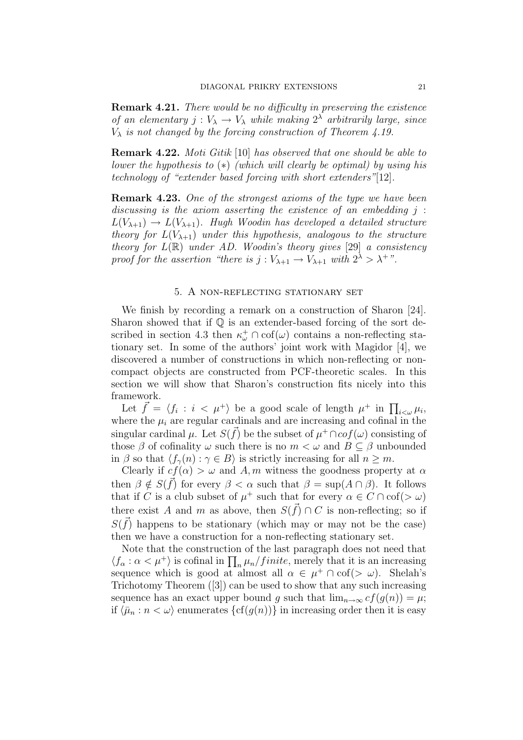**Remark 4.21.** *There would be no difficulty in preserving the existence of an elementary $j : V_\lambda \to V_\lambda$ while making $2^\lambda$ arbitrarily large, since $V_\lambda$ is not changed by the forcing construction of Theorem 4.19.*

**Remark 4.22.** *Moti Gitik [10] has observed that one should be able to lower the hypothesis to $(*)$ (which will clearly be optimal) by using his technology of "extender based forcing with short extenders"[12].*

**Remark 4.23.** *One of the strongest axioms of the type we have been discussing is the axiom asserting the existence of an embedding $j : L(V_{\lambda+1}) \to L(V_{\lambda+1})$. Hugh Woodin has developed a detailed structure theory for $L(V_{\lambda+1})$ under this hypothesis, analogous to the structure theory for $L(\mathbb{R})$ under AD. Woodin's theory gives [29] a consistency proof for the assertion "there is $j : V_{\lambda+1} \to V_{\lambda+1}$ with $2^\lambda > \lambda^+$".*

## 5. A non-reflecting stationary set

We finish by recording a remark on a construction of Sharon [24]. Sharon showed that if $\mathbb{Q}$ is an extender-based forcing of the sort described in section 4.3 then $\kappa_\omega^+ \cap \mathrm{cof}(\omega)$ contains a non-reflecting stationary set. In some of the authors' joint work with Magidor [4], we discovered a number of constructions in which non-reflecting or non-compact objects are constructed from PCF-theoretic scales. In this section we will show that Sharon's construction fits nicely into this framework.

Let $\vec{f} = \langle f_i : i < \mu^+ \rangle$ be a good scale of length $\mu^+$ in $\prod_{i<\omega} \mu_i$, where the $\mu_i$ are regular cardinals and are increasing and cofinal in the singular cardinal $\mu$. Let $S(\vec{f})$ be the subset of $\mu^+ \cap cof(\omega)$ consisting of those $\beta$ of cofinality $\omega$ such that there is no $m < \omega$ and $B \subseteq \beta$ unbounded in $\beta$ so that $\langle f_\gamma(n) : \gamma \in B \rangle$ is strictly increasing for all $n \geq m$.

Clearly if $cf(\alpha) > \omega$ and $A, m$ witness the goodness property at $\alpha$ then $\beta \notin S(\vec{f})$ for every $\beta < \alpha$ such that $\beta = \sup(A \cap \beta)$. It follows that if $C$ is a club subset of $\mu^+$ such that for every $\alpha \in C \cap \mathrm{cof}(> \omega)$ there exist $A$ and $m$ as above, then $S(\vec{f}) \cap C$ is non-reflecting; so if $S(\vec{f})$ happens to be stationary (which may or may not be the case) then we have a construction for a non-reflecting stationary set.

Note that the construction of the last paragraph does not need that $\langle f_\alpha : \alpha < \mu^+ \rangle$ is cofinal in $\prod_n \mu_n / finite$, merely that it is an increasing sequence which is good at almost all $\alpha \in \mu^+ \cap \mathrm{cof}(> \omega)$. Shelah's Trichotomy Theorem ([3]) can be used to show that any such increasing sequence has an exact upper bound $g$ such that $\lim_{n \to \infty} cf(g(n)) = \mu$; if $\langle \bar{\mu}_n : n < \omega \rangle$ enumerates $\{\mathrm{cf}(g(n))\}$ in increasing order then it is easy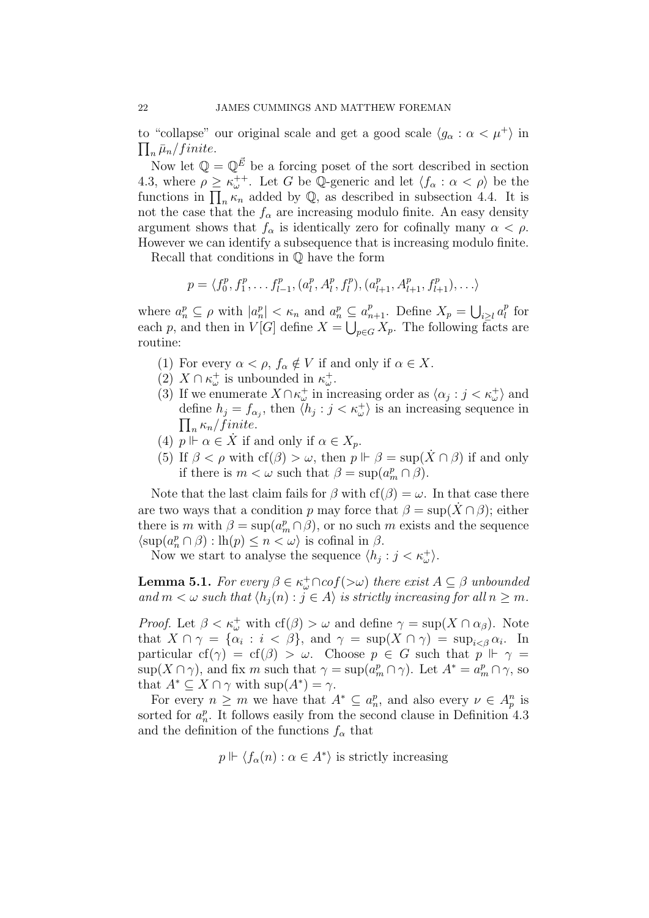to "collapse" our original scale and get a good scale $\langle g_\alpha : \alpha < \mu^+ \rangle$ in $\prod_n \bar{\mu}_n / finite$.

Now let $\mathbb{Q} = \mathbb{Q}^{\vec{E}}$ be a forcing poset of the sort described in section 4.3, where $\rho \geq \kappa_\omega^{++}$. Let $G$ be $\mathbb{Q}$-generic and let $\langle f_\alpha : \alpha < \rho \rangle$ be the functions in $\prod_n \kappa_n$ added by $\mathbb{Q}$, as described in subsection 4.4. It is not the case that the $f_\alpha$ are increasing modulo finite. An easy density argument shows that $f_\alpha$ is identically zero for cofinally many $\alpha < \rho$. However we can identify a subsequence that is increasing modulo finite.

Recall that conditions in $\mathbb{Q}$ have the form

$$p = \langle f_0^p, f_1^p, \ldots f_{l-1}^p, (a_l^p, A_l^p, f_l^p), (a_{l+1}^p, A_{l+1}^p, f_{l+1}^p), \ldots \rangle$$

where $a_n^p \subseteq \rho$ with $|a_n^p| < \kappa_n$ and $a_n^p \subseteq a_{n+1}^p$. Define $X_p = \bigcup_{i \geq l} a_l^p$ for each $p$, and then in $V[G]$ define $X = \bigcup_{p \in G} X_p$. The following facts are routine:

1. For every $\alpha < \rho$, $f_\alpha \notin V$ if and only if $\alpha \in X$.
2. $X \cap \kappa_\omega^+$ is unbounded in $\kappa_\omega^+$.
3. If we enumerate $X \cap \kappa_\omega^+$ in increasing order as $\langle \alpha_j : j < \kappa_\omega^+ \rangle$ and define $h_j = f_{\alpha_j}$, then $\langle h_j : j < \kappa_\omega^+ \rangle$ is an increasing sequence in $\prod_n \kappa_n / finite$.
4. $p \Vdash \alpha \in \dot{X}$ if and only if $\alpha \in X_p$.
5. If $\beta < \rho$ with $\mathrm{cf}(\beta) > \omega$, then $p \Vdash \beta = \sup(\dot{X} \cap \beta)$ if and only if there is $m < \omega$ such that $\beta = \sup(a_m^p \cap \beta)$.

Note that the last claim fails for $\beta$ with $\mathrm{cf}(\beta) = \omega$. In that case there are two ways that a condition $p$ may force that $\beta = \sup(\dot{X} \cap \beta)$; either there is $m$ with $\beta = \sup(a_m^p \cap \beta)$, or no such $m$ exists and the sequence $\langle \sup(a_n^p \cap \beta) : \mathrm{lh}(p) \leq n < \omega \rangle$ is cofinal in $\beta$.

Now we start to analyse the sequence $\langle h_j : j < \kappa_\omega^+ \rangle$.

**Lemma 5.1.** *For every $\beta \in \kappa_\omega^+ \cap cof(>\omega)$ there exist $A \subseteq \beta$ unbounded and $m < \omega$ such that $\langle h_j(n) : j \in A \rangle$ is strictly increasing for all $n \geq m$.*

*Proof.* Let $\beta < \kappa_\omega^+$ with $\mathrm{cf}(\beta) > \omega$ and define $\gamma = \sup(X \cap \alpha_\beta)$. Note that $X \cap \gamma = \{\alpha_i : i < \beta\}$, and $\gamma = \sup(X \cap \gamma) = \sup_{i < \beta} \alpha_i$. In particular $\mathrm{cf}(\gamma) = \mathrm{cf}(\beta) > \omega$. Choose $p \in G$ such that $p \Vdash \gamma = \sup(X \cap \gamma)$, and fix $m$ such that $\gamma = \sup(a_m^p \cap \gamma)$. Let $A^* = a_m^p \cap \gamma$, so that $A^* \subseteq X \cap \gamma$ with $\sup(A^*) = \gamma$.

For every $n \geq m$ we have that $A^* \subseteq a_n^p$, and also every $\nu \in A_p^n$ is sorted for $a_n^p$. It follows easily from the second clause in Definition 4.3 and the definition of the functions $f_\alpha$ that

$$p \Vdash \langle f_\alpha(n) : \alpha \in A^* \rangle \text{ is strictly increasing}$$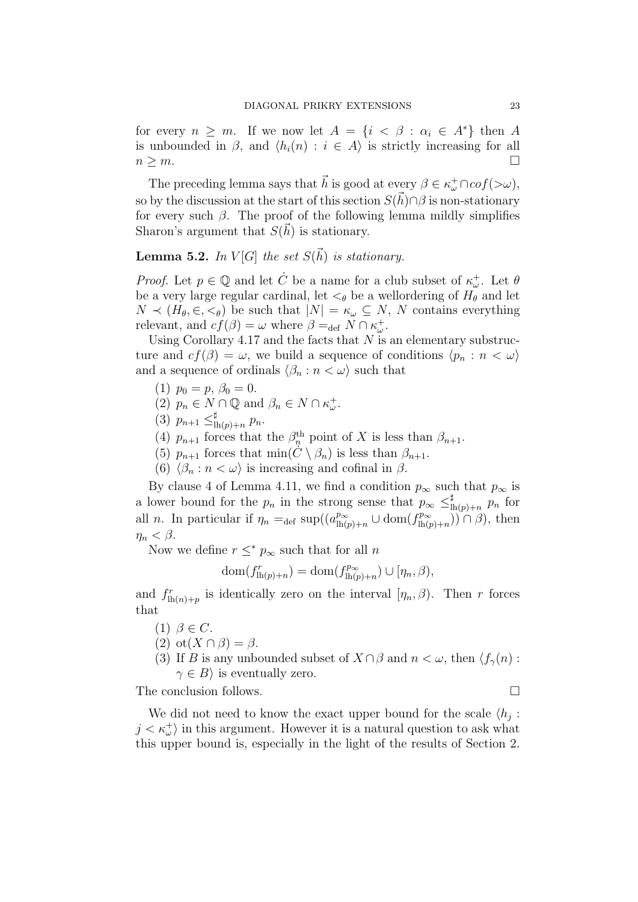for every $n \geq m$. If we now let $A = \{i < \beta : \alpha_i \in A^*\}$ then $A$ is unbounded in $\beta$, and $\langle h_i(n) : i \in A\rangle$ is strictly increasing for all $n \geq m$. □

The preceding lemma says that $\vec{h}$ is good at every $\beta \in \kappa_\omega^+ \cap cof(>\omega)$, so by the discussion at the start of this section $S(\vec{h}) \cap \beta$ is non-stationary for every such $\beta$. The proof of the following lemma mildly simplifies Sharon's argument that $S(\vec{h})$ is stationary.

**Lemma 5.2.** *In $V[G]$ the set $S(\vec{h})$ is stationary.*

*Proof.* Let $p \in \mathbb{Q}$ and let $\dot{C}$ be a name for a club subset of $\kappa_\omega^+$. Let $\theta$ be a very large regular cardinal, let $<_\theta$ be a wellordering of $H_\theta$ and let $N \prec (H_\theta, \in, <_\theta)$ be such that $|N| = \kappa_\omega \subseteq N$, $N$ contains everything relevant, and $cf(\beta) = \omega$ where $\beta =_{\text{def}} N \cap \kappa_\omega^+$.

Using Corollary 4.17 and the facts that $N$ is an elementary substructure and $cf(\beta) = \omega$, we build a sequence of conditions $\langle p_n : n < \omega\rangle$ and a sequence of ordinals $\langle \beta_n : n < \omega\rangle$ such that

1. $p_0 = p$, $\beta_0 = 0$.
2. $p_n \in N \cap \mathbb{Q}$ and $\beta_n \in N \cap \kappa_\omega^+$.
3. $p_{n+1} \leq^\sharp_{\text{lh}(p)+n} p_n$.
4. $p_{n+1}$ forces that the $\beta_n^{\text{th}}$ point of $X$ is less than $\beta_{n+1}$.
5. $p_{n+1}$ forces that $\min(\dot{C} \setminus \beta_n)$ is less than $\beta_{n+1}$.
6. $\langle \beta_n : n < \omega\rangle$ is increasing and cofinal in $\beta$.

By clause 4 of Lemma 4.11, we find a condition $p_\infty$ such that $p_\infty$ is a lower bound for the $p_n$ in the strong sense that $p_\infty \leq^\sharp_{\text{lh}(p)+n} p_n$ for all $n$. In particular if $\eta_n =_{\text{def}} \sup((a^{p_\infty}_{\text{lh}(p)+n} \cup \text{dom}(f^{p_\infty}_{\text{lh}(p)+n})) \cap \beta)$, then $\eta_n < \beta$.

Now we define $r \leq^* p_\infty$ such that for all $n$

$$\text{dom}(f^r_{\text{lh}(p)+n}) = \text{dom}(f^{p_\infty}_{\text{lh}(p)+n}) \cup [\eta_n, \beta),$$

and $f^r_{\text{lh}(n)+p}$ is identically zero on the interval $[\eta_n, \beta)$. Then $r$ forces that

1. $\beta \in C$.
2. $\text{ot}(X \cap \beta) = \beta$.
3. If $B$ is any unbounded subset of $X \cap \beta$ and $n < \omega$, then $\langle f_\gamma(n) : \gamma \in B\rangle$ is eventually zero.

The conclusion follows. □

We did not need to know the exact upper bound for the scale $\langle h_j : j < \kappa_\omega^+\rangle$ in this argument. However it is a natural question to ask what this upper bound is, especially in the light of the results of Section 2.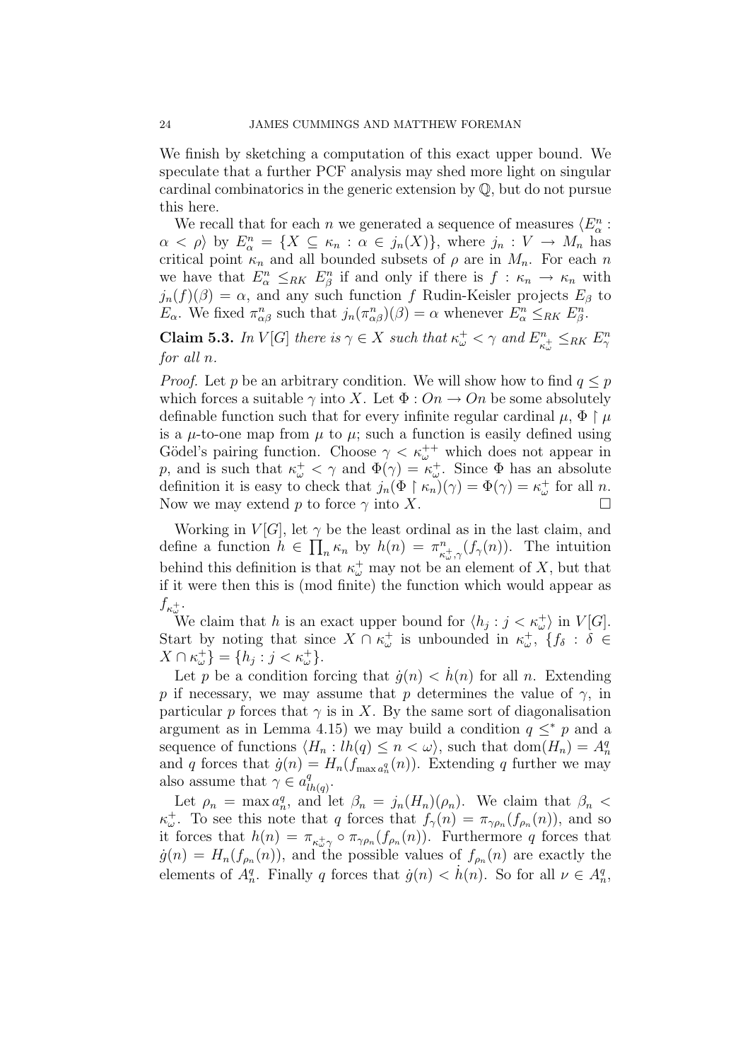We finish by sketching a computation of this exact upper bound. We speculate that a further PCF analysis may shed more light on singular cardinal combinatorics in the generic extension by $\mathbb{Q}$, but do not pursue this here.

We recall that for each $n$ we generated a sequence of measures $\langle E^n_\alpha : \alpha < \rho \rangle$ by $E^n_\alpha = \{X \subseteq \kappa_n : \alpha \in j_n(X)\}$, where $j_n : V \to M_n$ has critical point $\kappa_n$ and all bounded subsets of $\rho$ are in $M_n$. For each $n$ we have that $E^n_\alpha \leq_{RK} E^n_\beta$ if and only if there is $f : \kappa_n \to \kappa_n$ with $j_n(f)(\beta) = \alpha$, and any such function $f$ Rudin-Keisler projects $E_\beta$ to $E_\alpha$. We fixed $\pi^n_{\alpha\beta}$ such that $j_n(\pi^n_{\alpha\beta})(\beta) = \alpha$ whenever $E^n_\alpha \leq_{RK} E^n_\beta$.

**Claim 5.3.** *In $V[G]$ there is $\gamma \in X$ such that $\kappa^+_\omega < \gamma$ and $E^n_{\kappa^+_\omega} \leq_{RK} E^n_\gamma$ for all $n$.*

*Proof.* Let $p$ be an arbitrary condition. We will show how to find $q \leq p$ which forces a suitable $\gamma$ into $X$. Let $\Phi : On \to On$ be some absolutely definable function such that for every infinite regular cardinal $\mu$, $\Phi \restriction \mu$ is a $\mu$-to-one map from $\mu$ to $\mu$; such a function is easily defined using Gödel's pairing function. Choose $\gamma < \kappa^{++}_\omega$ which does not appear in $p$, and is such that $\kappa^+_\omega < \gamma$ and $\Phi(\gamma) = \kappa^+_\omega$. Since $\Phi$ has an absolute definition it is easy to check that $j_n(\Phi \restriction \kappa_n)(\gamma) = \Phi(\gamma) = \kappa^+_\omega$ for all $n$. Now we may extend $p$ to force $\gamma$ into $X$. $\square$

Working in $V[G]$, let $\gamma$ be the least ordinal as in the last claim, and define a function $h \in \prod_n \kappa_n$ by $h(n) = \pi^n_{\kappa^+_\omega, \gamma}(f_\gamma(n))$. The intuition behind this definition is that $\kappa^+_\omega$ may not be an element of $X$, but that if it were then this is (mod finite) the function which would appear as $f_{\kappa^+_\omega}$.

We claim that $h$ is an exact upper bound for $\langle h_j : j < \kappa^+_\omega \rangle$ in $V[G]$. Start by noting that since $X \cap \kappa^+_\omega$ is unbounded in $\kappa^+_\omega$, $\{f_\delta : \delta \in X \cap \kappa^+_\omega\} = \{h_j : j < \kappa^+_\omega\}$.

Let $p$ be a condition forcing that $\dot{g}(n) < \dot{h}(n)$ for all $n$. Extending $p$ if necessary, we may assume that $p$ determines the value of $\gamma$, in particular $p$ forces that $\gamma$ is in $X$. By the same sort of diagonalisation argument as in Lemma 4.15) we may build a condition $q \leq^* p$ and a sequence of functions $\langle H_n : lh(q) \leq n < \omega \rangle$, such that $\mathrm{dom}(H_n) = A^q_n$ and $q$ forces that $\dot{g}(n) = H_n(f_{\max a^q_n}(n))$. Extending $q$ further we may also assume that $\gamma \in a^q_{lh(q)}$.

Let $\rho_n = \max a^q_n$, and let $\beta_n = j_n(H_n)(\rho_n)$. We claim that $\beta_n < \kappa^+_\omega$. To see this note that $q$ forces that $f_\gamma(n) = \pi_{\gamma\rho_n}(f_{\rho_n}(n))$, and so it forces that $h(n) = \pi_{\kappa^+_\omega \gamma} \circ \pi_{\gamma\rho_n}(f_{\rho_n}(n))$. Furthermore $q$ forces that $\dot{g}(n) = H_n(f_{\rho_n}(n))$, and the possible values of $f_{\rho_n}(n)$ are exactly the elements of $A^q_n$. Finally $q$ forces that $\dot{g}(n) < \dot{h}(n)$. So for all $\nu \in A^q_n$,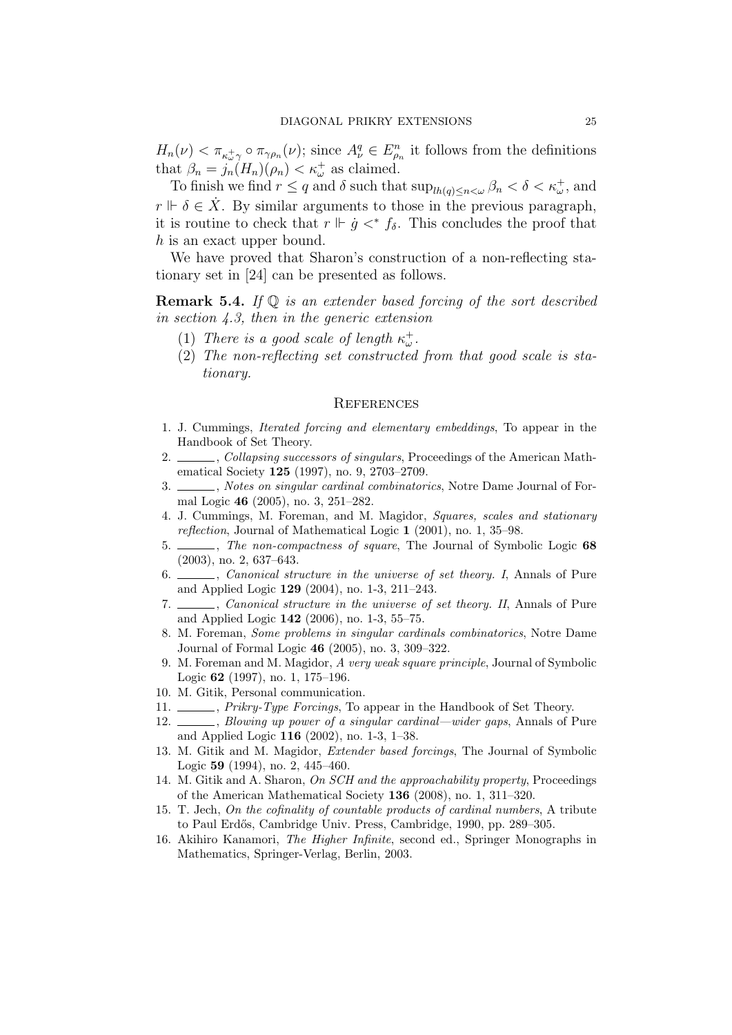$H_n(\nu) < \pi_{\kappa_\omega^+ \gamma} \circ \pi_{\gamma \rho_n}(\nu)$; since $A^q_\nu \in E^n_{\rho_n}$ it follows from the definitions that $\beta_n = j_n(H_n)(\rho_n) < \kappa_\omega^+$ as claimed.

To finish we find $r \leq q$ and $\delta$ such that $\sup_{lh(q) \leq n < \omega} \beta_n < \delta < \kappa_\omega^+$, and $r \Vdash \delta \in \dot{X}$. By similar arguments to those in the previous paragraph, it is routine to check that $r \Vdash \dot{g} <^* f_\delta$. This concludes the proof that $h$ is an exact upper bound.

We have proved that Sharon's construction of a non-reflecting stationary set in [24] can be presented as follows.

**Remark 5.4.** *If $\mathbb{Q}$ is an extender based forcing of the sort described in section 4.3, then in the generic extension*

(1) *There is a good scale of length $\kappa_\omega^+$.*
(2) *The non-reflecting set constructed from that good scale is stationary.*

## References

1. J. Cummings, *Iterated forcing and elementary embeddings*, To appear in the Handbook of Set Theory.
2. ______, *Collapsing successors of singulars*, Proceedings of the American Mathematical Society **125** (1997), no. 9, 2703–2709.
3. ______, *Notes on singular cardinal combinatorics*, Notre Dame Journal of Formal Logic **46** (2005), no. 3, 251–282.
4. J. Cummings, M. Foreman, and M. Magidor, *Squares, scales and stationary reflection*, Journal of Mathematical Logic **1** (2001), no. 1, 35–98.
5. ______, *The non-compactness of square*, The Journal of Symbolic Logic **68** (2003), no. 2, 637–643.
6. ______, *Canonical structure in the universe of set theory. I*, Annals of Pure and Applied Logic **129** (2004), no. 1-3, 211–243.
7. ______, *Canonical structure in the universe of set theory. II*, Annals of Pure and Applied Logic **142** (2006), no. 1-3, 55–75.
8. M. Foreman, *Some problems in singular cardinals combinatorics*, Notre Dame Journal of Formal Logic **46** (2005), no. 3, 309–322.
9. M. Foreman and M. Magidor, *A very weak square principle*, Journal of Symbolic Logic **62** (1997), no. 1, 175–196.
10. M. Gitik, Personal communication.
11. ______, *Prikry-Type Forcings*, To appear in the Handbook of Set Theory.
12. ______, *Blowing up power of a singular cardinal—wider gaps*, Annals of Pure and Applied Logic **116** (2002), no. 1-3, 1–38.
13. M. Gitik and M. Magidor, *Extender based forcings*, The Journal of Symbolic Logic **59** (1994), no. 2, 445–460.
14. M. Gitik and A. Sharon, *On SCH and the approachability property*, Proceedings of the American Mathematical Society **136** (2008), no. 1, 311–320.
15. T. Jech, *On the cofinality of countable products of cardinal numbers*, A tribute to Paul Erdős, Cambridge Univ. Press, Cambridge, 1990, pp. 289–305.
16. Akihiro Kanamori, *The Higher Infinite*, second ed., Springer Monographs in Mathematics, Springer-Verlag, Berlin, 2003.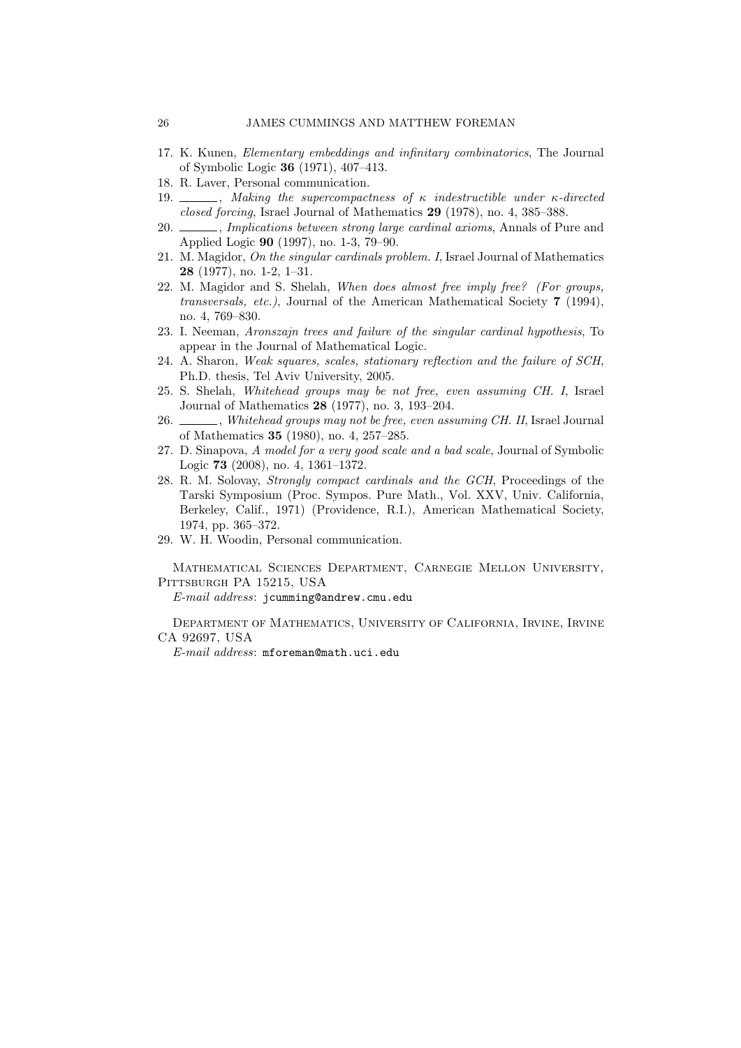17. K. Kunen, *Elementary embeddings and infinitary combinatorics*, The Journal of Symbolic Logic **36** (1971), 407–413.
18. R. Laver, Personal communication.
19. ______, *Making the supercompactness of $\kappa$ indestructible under $\kappa$-directed closed forcing*, Israel Journal of Mathematics **29** (1978), no. 4, 385–388.
20. ______, *Implications between strong large cardinal axioms*, Annals of Pure and Applied Logic **90** (1997), no. 1-3, 79–90.
21. M. Magidor, *On the singular cardinals problem. I*, Israel Journal of Mathematics **28** (1977), no. 1-2, 1–31.
22. M. Magidor and S. Shelah, *When does almost free imply free? (For groups, transversals, etc.)*, Journal of the American Mathematical Society **7** (1994), no. 4, 769–830.
23. I. Neeman, *Aronszajn trees and failure of the singular cardinal hypothesis*, To appear in the Journal of Mathematical Logic.
24. A. Sharon, *Weak squares, scales, stationary reflection and the failure of SCH*, Ph.D. thesis, Tel Aviv University, 2005.
25. S. Shelah, *Whitehead groups may be not free, even assuming CH. I*, Israel Journal of Mathematics **28** (1977), no. 3, 193–204.
26. ______, *Whitehead groups may not be free, even assuming CH. II*, Israel Journal of Mathematics **35** (1980), no. 4, 257–285.
27. D. Sinapova, *A model for a very good scale and a bad scale*, Journal of Symbolic Logic **73** (2008), no. 4, 1361–1372.
28. R. M. Solovay, *Strongly compact cardinals and the GCH*, Proceedings of the Tarski Symposium (Proc. Sympos. Pure Math., Vol. XXV, Univ. California, Berkeley, Calif., 1971) (Providence, R.I.), American Mathematical Society, 1974, pp. 365–372.
29. W. H. Woodin, Personal communication.

Mathematical Sciences Department, Carnegie Mellon University, Pittsburgh PA 15215, USA

*E-mail address*: jcumming@andrew.cmu.edu

Department of Mathematics, University of California, Irvine, Irvine CA 92697, USA

*E-mail address*: mforeman@math.uci.edu